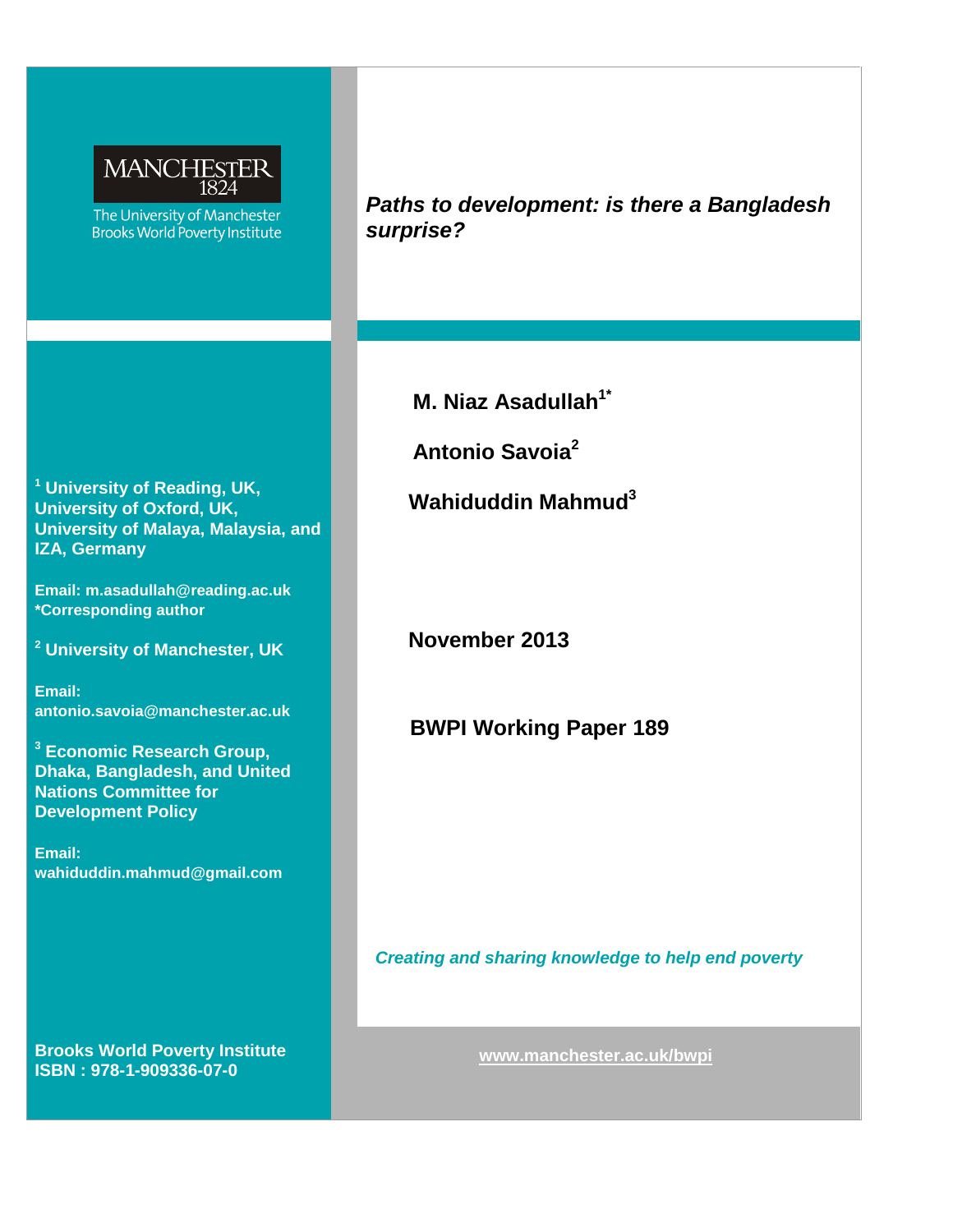MANCHESTER
1824

The University of Manchester
Brooks World Poverty Institute

# *Paths to development: is there a Bangladesh surprise?*

**M. Niaz Asadullah[1*]**

**Antonio Savoia[2]**

**Wahiduddin Mahmud[3]**

[1] **University of Reading, UK, University of Oxford, UK, University of Malaya, Malaysia, and IZA, Germany**

**Email: m.asadullah@reading.ac.uk**
***Corresponding author**

[2] **University of Manchester, UK**

**Email: antonio.savoia@manchester.ac.uk**

[3] **Economic Research Group, Dhaka, Bangladesh, and United Nations Committee for Development Policy**

**Email: wahiduddin.mahmud@gmail.com**

**November 2013**

**BWPI Working Paper 189**

***Creating and sharing knowledge to help end poverty***

**Brooks World Poverty Institute**
**ISBN : 978-1-909336-07-0**

**www.manchester.ac.uk/bwpi**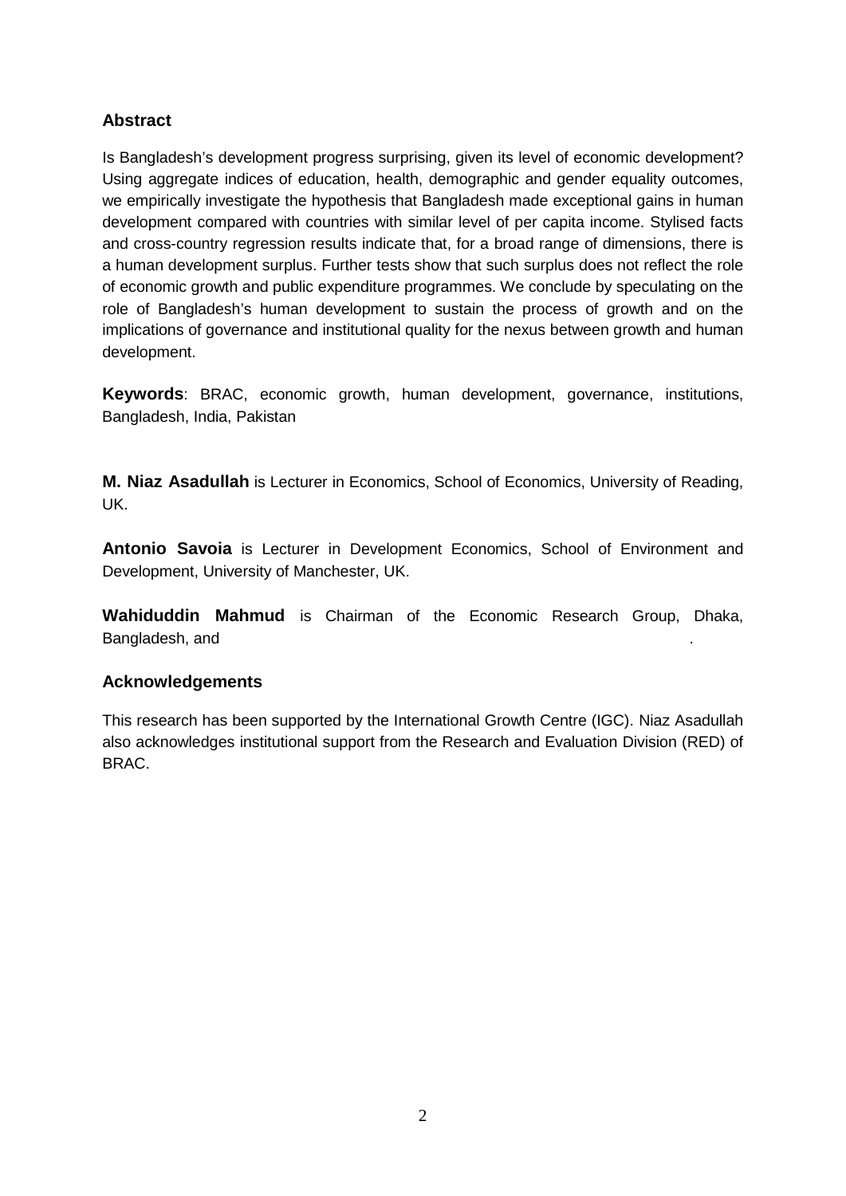## Abstract

Is Bangladesh's development progress surprising, given its level of economic development? Using aggregate indices of education, health, demographic and gender equality outcomes, we empirically investigate the hypothesis that Bangladesh made exceptional gains in human development compared with countries with similar level of per capita income. Stylised facts and cross-country regression results indicate that, for a broad range of dimensions, there is a human development surplus. Further tests show that such surplus does not reflect the role of economic growth and public expenditure programmes. We conclude by speculating on the role of Bangladesh's human development to sustain the process of growth and on the implications of governance and institutional quality for the nexus between growth and human development.

**Keywords**: BRAC, economic growth, human development, governance, institutions, Bangladesh, India, Pakistan

**M. Niaz Asadullah** is Lecturer in Economics, School of Economics, University of Reading, UK.

**Antonio Savoia** is Lecturer in Development Economics, School of Environment and Development, University of Manchester, UK.

**Wahiduddin Mahmud** is Chairman of the Economic Research Group, Dhaka, Bangladesh, and .

## Acknowledgements

This research has been supported by the International Growth Centre (IGC). Niaz Asadullah also acknowledges institutional support from the Research and Evaluation Division (RED) of BRAC.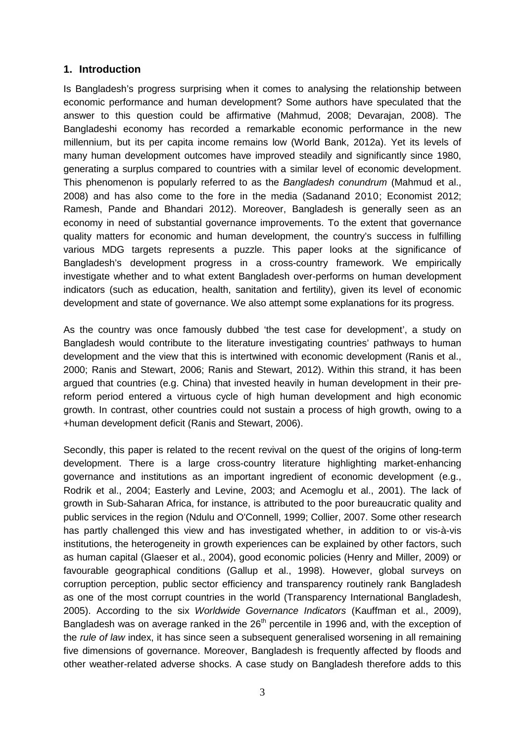## 1. Introduction

Is Bangladesh's progress surprising when it comes to analysing the relationship between economic performance and human development? Some authors have speculated that the answer to this question could be affirmative (Mahmud, 2008; Devarajan, 2008). The Bangladeshi economy has recorded a remarkable economic performance in the new millennium, but its per capita income remains low (World Bank, 2012a). Yet its levels of many human development outcomes have improved steadily and significantly since 1980, generating a surplus compared to countries with a similar level of economic development. This phenomenon is popularly referred to as the *Bangladesh conundrum* (Mahmud et al., 2008) and has also come to the fore in the media (Sadanand 2010; Economist 2012; Ramesh, Pande and Bhandari 2012). Moreover, Bangladesh is generally seen as an economy in need of substantial governance improvements. To the extent that governance quality matters for economic and human development, the country's success in fulfilling various MDG targets represents a puzzle. This paper looks at the significance of Bangladesh's development progress in a cross-country framework. We empirically investigate whether and to what extent Bangladesh over-performs on human development indicators (such as education, health, sanitation and fertility), given its level of economic development and state of governance. We also attempt some explanations for its progress.

As the country was once famously dubbed 'the test case for development', a study on Bangladesh would contribute to the literature investigating countries' pathways to human development and the view that this is intertwined with economic development (Ranis et al., 2000; Ranis and Stewart, 2006; Ranis and Stewart, 2012). Within this strand, it has been argued that countries (e.g. China) that invested heavily in human development in their pre-reform period entered a virtuous cycle of high human development and high economic growth. In contrast, other countries could not sustain a process of high growth, owing to a +human development deficit (Ranis and Stewart, 2006).

Secondly, this paper is related to the recent revival on the quest of the origins of long-term development. There is a large cross-country literature highlighting market-enhancing governance and institutions as an important ingredient of economic development (e.g., Rodrik et al., 2004; Easterly and Levine, 2003; and Acemoglu et al., 2001). The lack of growth in Sub-Saharan Africa, for instance, is attributed to the poor bureaucratic quality and public services in the region (Ndulu and O'Connell, 1999; Collier, 2007. Some other research has partly challenged this view and has investigated whether, in addition to or vis-à-vis institutions, the heterogeneity in growth experiences can be explained by other factors, such as human capital (Glaeser et al., 2004), good economic policies (Henry and Miller, 2009) or favourable geographical conditions (Gallup et al., 1998). However, global surveys on corruption perception, public sector efficiency and transparency routinely rank Bangladesh as one of the most corrupt countries in the world (Transparency International Bangladesh, 2005). According to the six *Worldwide Governance Indicators* (Kauffman et al., 2009), Bangladesh was on average ranked in the 26th percentile in 1996 and, with the exception of the *rule of law* index, it has since seen a subsequent generalised worsening in all remaining five dimensions of governance. Moreover, Bangladesh is frequently affected by floods and other weather-related adverse shocks. A case study on Bangladesh therefore adds to this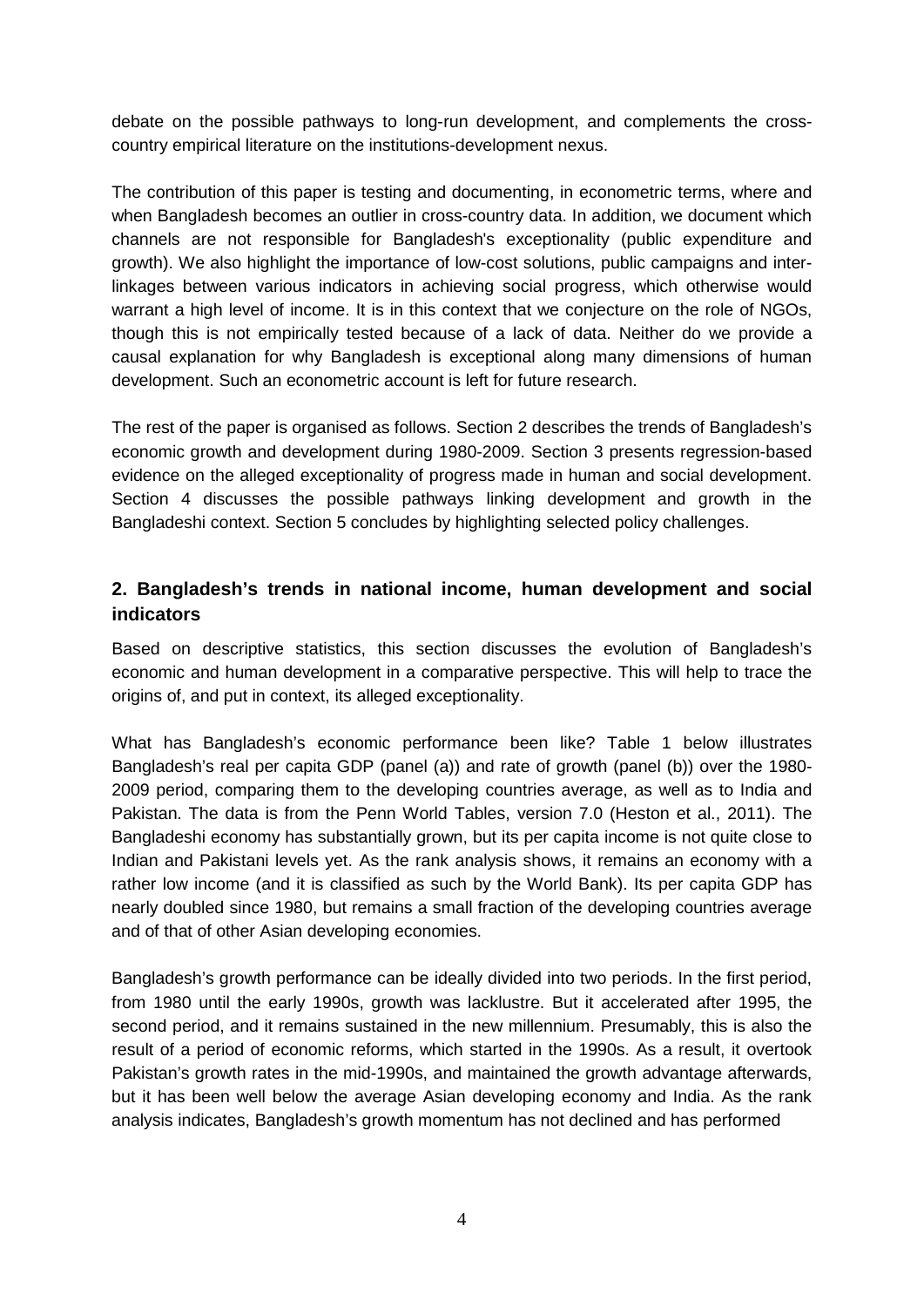debate on the possible pathways to long-run development, and complements the cross-country empirical literature on the institutions-development nexus.

The contribution of this paper is testing and documenting, in econometric terms, where and when Bangladesh becomes an outlier in cross-country data. In addition, we document which channels are not responsible for Bangladesh's exceptionality (public expenditure and growth). We also highlight the importance of low-cost solutions, public campaigns and inter-linkages between various indicators in achieving social progress, which otherwise would warrant a high level of income. It is in this context that we conjecture on the role of NGOs, though this is not empirically tested because of a lack of data. Neither do we provide a causal explanation for why Bangladesh is exceptional along many dimensions of human development. Such an econometric account is left for future research.

The rest of the paper is organised as follows. Section 2 describes the trends of Bangladesh's economic growth and development during 1980-2009. Section 3 presents regression-based evidence on the alleged exceptionality of progress made in human and social development. Section 4 discusses the possible pathways linking development and growth in the Bangladeshi context. Section 5 concludes by highlighting selected policy challenges.

## 2. Bangladesh's trends in national income, human development and social indicators

Based on descriptive statistics, this section discusses the evolution of Bangladesh's economic and human development in a comparative perspective. This will help to trace the origins of, and put in context, its alleged exceptionality.

What has Bangladesh's economic performance been like? Table 1 below illustrates Bangladesh's real per capita GDP (panel (a)) and rate of growth (panel (b)) over the 1980-2009 period, comparing them to the developing countries average, as well as to India and Pakistan. The data is from the Penn World Tables, version 7.0 (Heston et al., 2011). The Bangladeshi economy has substantially grown, but its per capita income is not quite close to Indian and Pakistani levels yet. As the rank analysis shows, it remains an economy with a rather low income (and it is classified as such by the World Bank). Its per capita GDP has nearly doubled since 1980, but remains a small fraction of the developing countries average and of that of other Asian developing economies.

Bangladesh's growth performance can be ideally divided into two periods. In the first period, from 1980 until the early 1990s, growth was lacklustre. But it accelerated after 1995, the second period, and it remains sustained in the new millennium. Presumably, this is also the result of a period of economic reforms, which started in the 1990s. As a result, it overtook Pakistan's growth rates in the mid-1990s, and maintained the growth advantage afterwards, but it has been well below the average Asian developing economy and India. As the rank analysis indicates, Bangladesh's growth momentum has not declined and has performed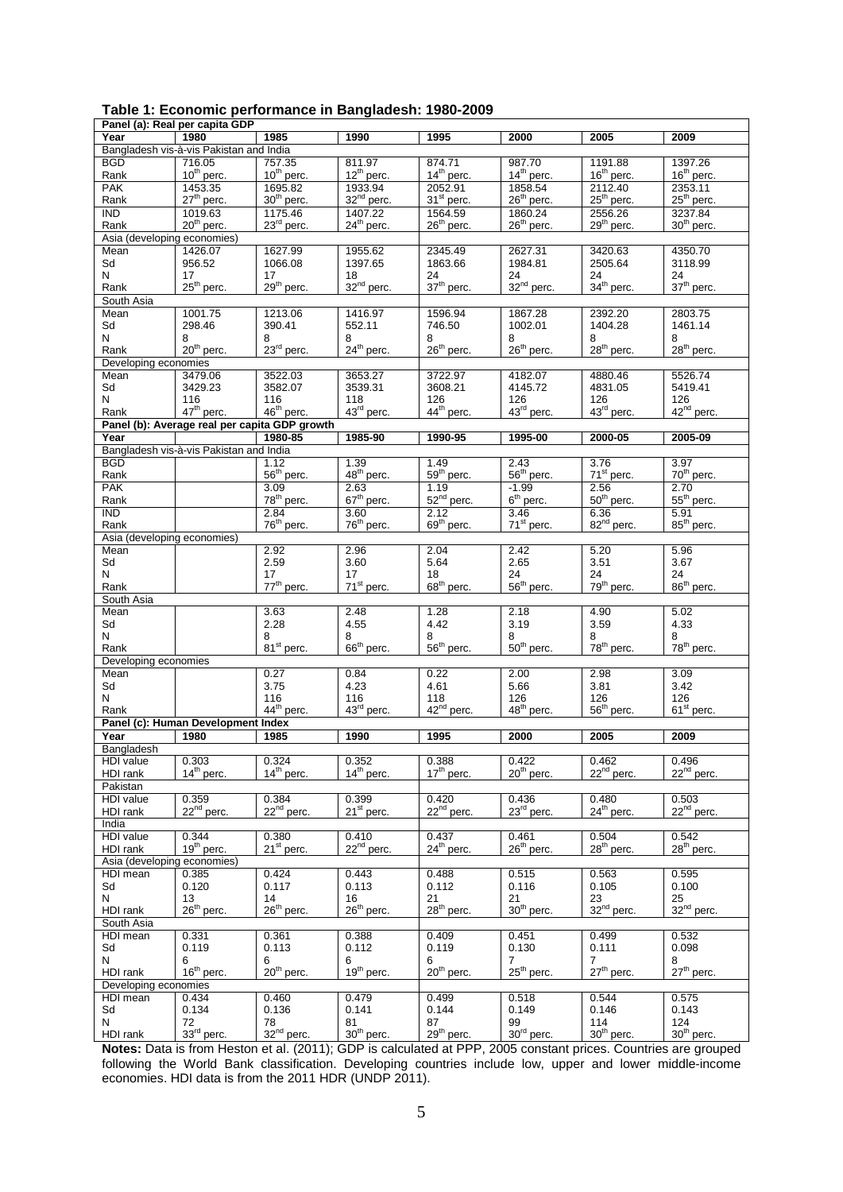**Table 1: Economic performance in Bangladesh: 1980-2009**

| Panel (a): Real per capita GDP | | | | | | | |
|---|---|---|---|---|---|---|---|
| Year | 1980 | 1985 | 1990 | 1995 | 2000 | 2005 | 2009 |
| Bangladesh vis-à-vis Pakistan and India | | | | | | | |
| BGD | 716.05 | 757.35 | 811.97 | 874.71 | 987.70 | 1191.88 | 1397.26 |
| Rank | 10th perc. | 10th perc. | 12th perc. | 14th perc. | 14th perc. | 16th perc. | 16th perc. |
| PAK | 1453.35 | 1695.82 | 1933.94 | 2052.91 | 1858.54 | 2112.40 | 2353.11 |
| Rank | 27th perc. | 30th perc. | 32nd perc. | 31st perc. | 26th perc. | 25th perc. | 25th perc. |
| IND | 1019.63 | 1175.46 | 1407.22 | 1564.59 | 1860.24 | 2556.26 | 3237.84 |
| Rank | 20th perc. | 23rd perc. | 24th perc. | 26th perc. | 26th perc. | 29th perc. | 30th perc. |
| Asia (developing economies) | | | | | | | |
| Mean | 1426.07 | 1627.99 | 1955.62 | 2345.49 | 2627.31 | 3420.63 | 4350.70 |
| Sd | 956.52 | 1066.08 | 1397.65 | 1863.66 | 1984.81 | 2505.64 | 3118.99 |
| N | 17 | 17 | 18 | 24 | 24 | 24 | 24 |
| Rank | 25th perc. | 29th perc. | 32nd perc. | 37th perc. | 32nd perc. | 34th perc. | 37th perc. |
| South Asia | | | | | | | |
| Mean | 1001.75 | 1213.06 | 1416.97 | 1596.94 | 1867.28 | 2392.20 | 2803.75 |
| Sd | 298.46 | 390.41 | 552.11 | 746.50 | 1002.01 | 1404.28 | 1461.14 |
| N | 8 | 8 | 8 | 8 | 8 | 8 | 8 |
| Rank | 20th perc. | 23rd perc. | 24th perc. | 26th perc. | 26th perc. | 28th perc. | 28th perc. |
| Developing economies | | | | | | | |
| Mean | 3479.06 | 3522.03 | 3653.27 | 3722.97 | 4182.07 | 4880.46 | 5526.74 |
| Sd | 3429.23 | 3582.07 | 3539.31 | 3608.21 | 4145.72 | 4831.05 | 5419.41 |
| N | 116 | 116 | 118 | 126 | 126 | 126 | 126 |
| Rank | 47th perc. | 46th perc. | 43rd perc. | 44th perc. | 43rd perc. | 43rd perc. | 42nd perc. |
| **Panel (b): Average real per capita GDP growth** | | | | | | | |
| Year | | 1980-85 | 1985-90 | 1990-95 | 1995-00 | 2000-05 | 2005-09 |
| Bangladesh vis-à-vis Pakistan and India | | | | | | | |
| BGD | | 1.12 | 1.39 | 1.49 | 2.43 | 3.76 | 3.97 |
| Rank | | 56th perc. | 48th perc. | 59th perc. | 56th perc. | 71st perc. | 70th perc. |
| PAK | | 3.09 | 2.63 | 1.19 | -1.99 | 2.56 | 2.70 |
| Rank | | 78th perc. | 67th perc. | 52nd perc. | 6th perc. | 50th perc. | 55th perc. |
| IND | | 2.84 | 3.60 | 2.12 | 3.46 | 6.36 | 5.91 |
| Rank | | 76th perc. | 76th perc. | 69th perc. | 71st perc. | 82nd perc. | 85th perc. |
| Asia (developing economies) | | | | | | | |
| Mean | | 2.92 | 2.96 | 2.04 | 2.42 | 5.20 | 5.96 |
| Sd | | 2.59 | 3.60 | 5.64 | 2.65 | 3.51 | 3.67 |
| N | | 17 | 17 | 18 | 24 | 24 | 24 |
| Rank | | 77th perc. | 71st perc. | 68th perc. | 56th perc. | 79th perc. | 86th perc. |
| South Asia | | | | | | | |
| Mean | | 3.63 | 2.48 | 1.28 | 2.18 | 4.90 | 5.02 |
| Sd | | 2.28 | 4.55 | 4.42 | 3.19 | 3.59 | 4.33 |
| N | | 8 | 8 | 8 | 8 | 8 | 8 |
| Rank | | 81st perc. | 66th perc. | 56th perc. | 50th perc. | 78th perc. | 78th perc. |
| Developing economies | | | | | | | |
| Mean | | 0.27 | 0.84 | 0.22 | 2.00 | 2.98 | 3.09 |
| Sd | | 3.75 | 4.23 | 4.61 | 5.66 | 3.81 | 3.42 |
| N | | 116 | 116 | 118 | 126 | 126 | 126 |
| Rank | | 44th perc. | 43rd perc. | 42nd perc. | 48th perc. | 56th perc. | 61st perc. |
| **Panel (c): Human Development Index** | | | | | | | |
| Year | 1980 | 1985 | 1990 | 1995 | 2000 | 2005 | 2009 |
| Bangladesh | | | | | | | |
| HDI value | 0.303 | 0.324 | 0.352 | 0.388 | 0.422 | 0.462 | 0.496 |
| HDI rank | 14th perc. | 14th perc. | 14th perc. | 17th perc. | 20th perc. | 22nd perc. | 22nd perc. |
| Pakistan | | | | | | | |
| HDI value | 0.359 | 0.384 | 0.399 | 0.420 | 0.436 | 0.480 | 0.503 |
| HDI rank | 22nd perc. | 22nd perc. | 21st perc. | 22nd perc. | 23rd perc. | 24th perc. | 22nd perc. |
| India | | | | | | | |
| HDI value | 0.344 | 0.380 | 0.410 | 0.437 | 0.461 | 0.504 | 0.542 |
| HDI rank | 19th perc. | 21st perc. | 22nd perc. | 24th perc. | 26th perc. | 28th perc. | 28th perc. |
| Asia (developing economies) | | | | | | | |
| HDI mean | 0.385 | 0.424 | 0.443 | 0.488 | 0.515 | 0.563 | 0.595 |
| Sd | 0.120 | 0.117 | 0.113 | 0.112 | 0.116 | 0.105 | 0.100 |
| N | 13 | 14 | 16 | 21 | 21 | 23 | 25 |
| HDI rank | 26th perc. | 26th perc. | 26th perc. | 28th perc. | 30th perc. | 32nd perc. | 32nd perc. |
| South Asia | | | | | | | |
| HDI mean | 0.331 | 0.361 | 0.388 | 0.409 | 0.451 | 0.499 | 0.532 |
| Sd | 0.119 | 0.113 | 0.112 | 0.119 | 0.130 | 0.111 | 0.098 |
| N | 6 | 6 | 6 | 6 | 7 | 7 | 8 |
| HDI rank | 16th perc. | 20th perc. | 19th perc. | 20th perc. | 25th perc. | 27th perc. | 27th perc. |
| Developing economies | | | | | | | |
| HDI mean | 0.434 | 0.460 | 0.479 | 0.499 | 0.518 | 0.544 | 0.575 |
| Sd | 0.134 | 0.136 | 0.141 | 0.144 | 0.149 | 0.146 | 0.143 |
| N | 72 | 78 | 81 | 87 | 99 | 114 | 124 |
| HDI rank | 33rd perc. | 32nd perc. | 30th perc. | 29th perc. | 30th perc. | 30th perc. | 30th perc. |

**Notes:** Data is from Heston et al. (2011); GDP is calculated at PPP, 2005 constant prices. Countries are grouped following the World Bank classification. Developing countries include low, upper and lower middle-income economies. HDI data is from the 2011 HDR (UNDP 2011).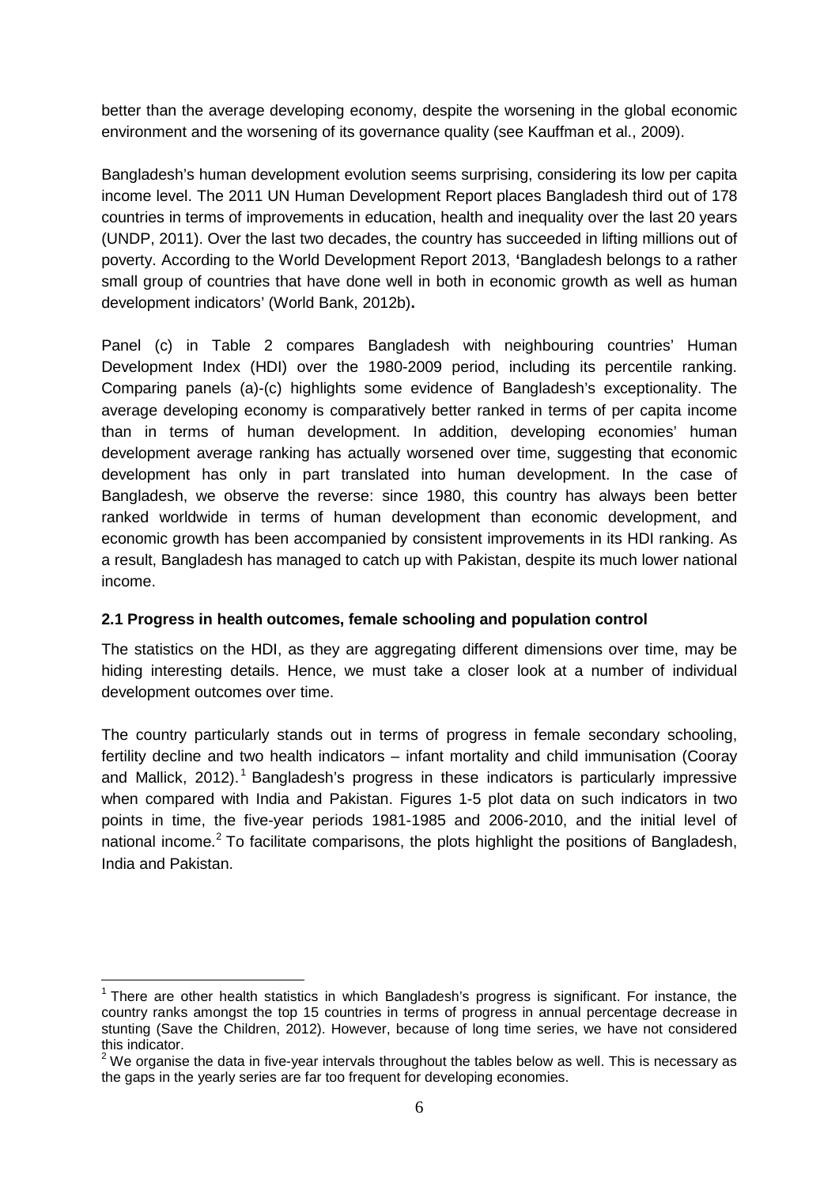better than the average developing economy, despite the worsening in the global economic environment and the worsening of its governance quality (see Kauffman et al., 2009).

Bangladesh's human development evolution seems surprising, considering its low per capita income level. The 2011 UN Human Development Report places Bangladesh third out of 178 countries in terms of improvements in education, health and inequality over the last 20 years (UNDP, 2011). Over the last two decades, the country has succeeded in lifting millions out of poverty. According to the World Development Report 2013, **'**Bangladesh belongs to a rather small group of countries that have done well in both in economic growth as well as human development indicators' (World Bank, 2012b)**.**

Panel (c) in Table 2 compares Bangladesh with neighbouring countries' Human Development Index (HDI) over the 1980-2009 period, including its percentile ranking. Comparing panels (a)-(c) highlights some evidence of Bangladesh's exceptionality. The average developing economy is comparatively better ranked in terms of per capita income than in terms of human development. In addition, developing economies' human development average ranking has actually worsened over time, suggesting that economic development has only in part translated into human development. In the case of Bangladesh, we observe the reverse: since 1980, this country has always been better ranked worldwide in terms of human development than economic development, and economic growth has been accompanied by consistent improvements in its HDI ranking. As a result, Bangladesh has managed to catch up with Pakistan, despite its much lower national income.

### 2.1 Progress in health outcomes, female schooling and population control

The statistics on the HDI, as they are aggregating different dimensions over time, may be hiding interesting details. Hence, we must take a closer look at a number of individual development outcomes over time.

The country particularly stands out in terms of progress in female secondary schooling, fertility decline and two health indicators – infant mortality and child immunisation (Cooray and Mallick, 2012).[1] Bangladesh's progress in these indicators is particularly impressive when compared with India and Pakistan. Figures 1-5 plot data on such indicators in two points in time, the five-year periods 1981-1985 and 2006-2010, and the initial level of national income.[2] To facilitate comparisons, the plots highlight the positions of Bangladesh, India and Pakistan.

[1] There are other health statistics in which Bangladesh's progress is significant. For instance, the country ranks amongst the top 15 countries in terms of progress in annual percentage decrease in stunting (Save the Children, 2012). However, because of long time series, we have not considered this indicator.

[2] We organise the data in five-year intervals throughout the tables below as well. This is necessary as the gaps in the yearly series are far too frequent for developing economies.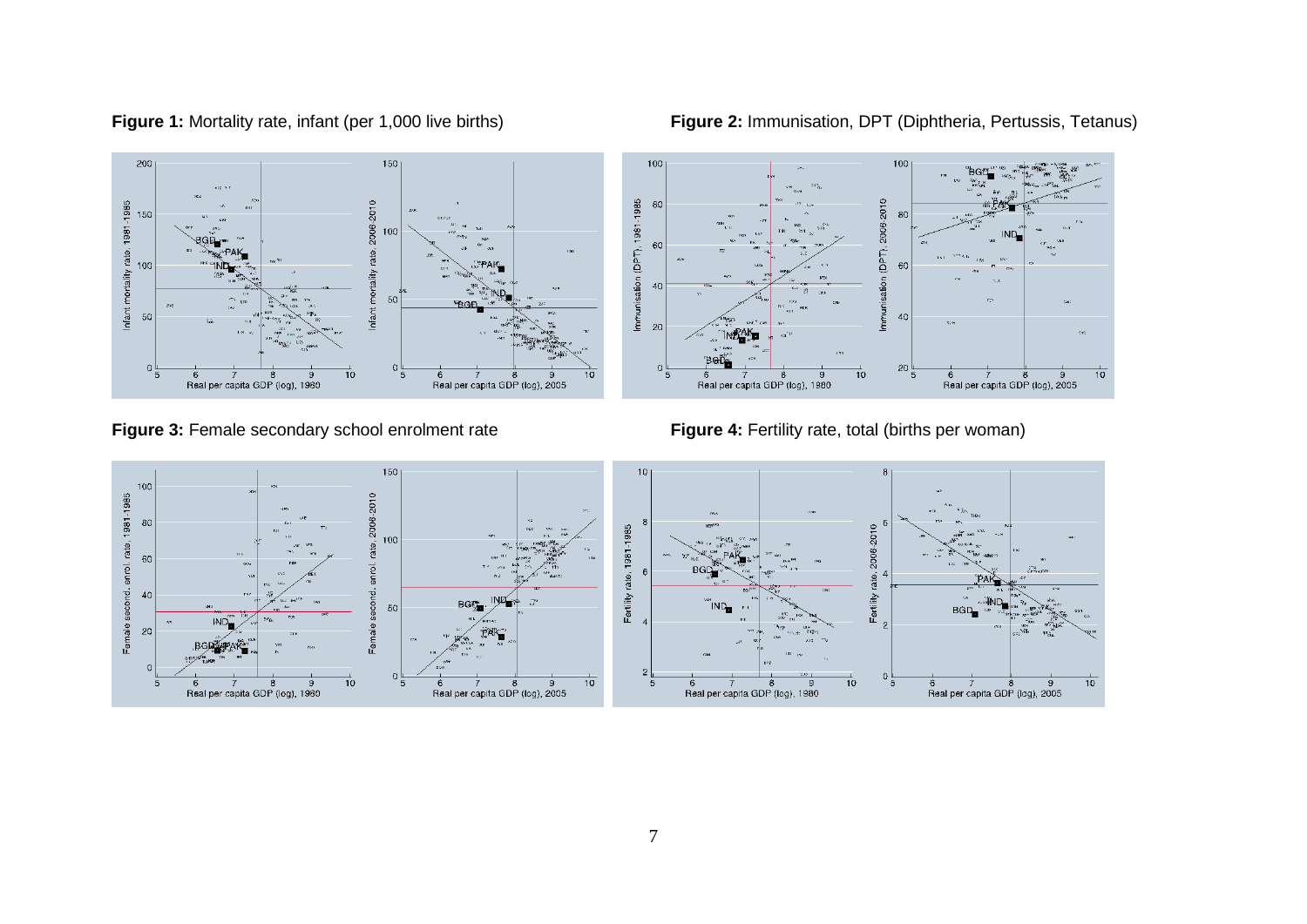**Figure 1:** Mortality rate, infant (per 1,000 live births)

**Figure 2:** Immunisation, DPT (Diphtheria, Pertussis, Tetanus)

**Figure 3:** Female secondary school enrolment rate

**Figure 4:** Fertility rate, total (births per woman)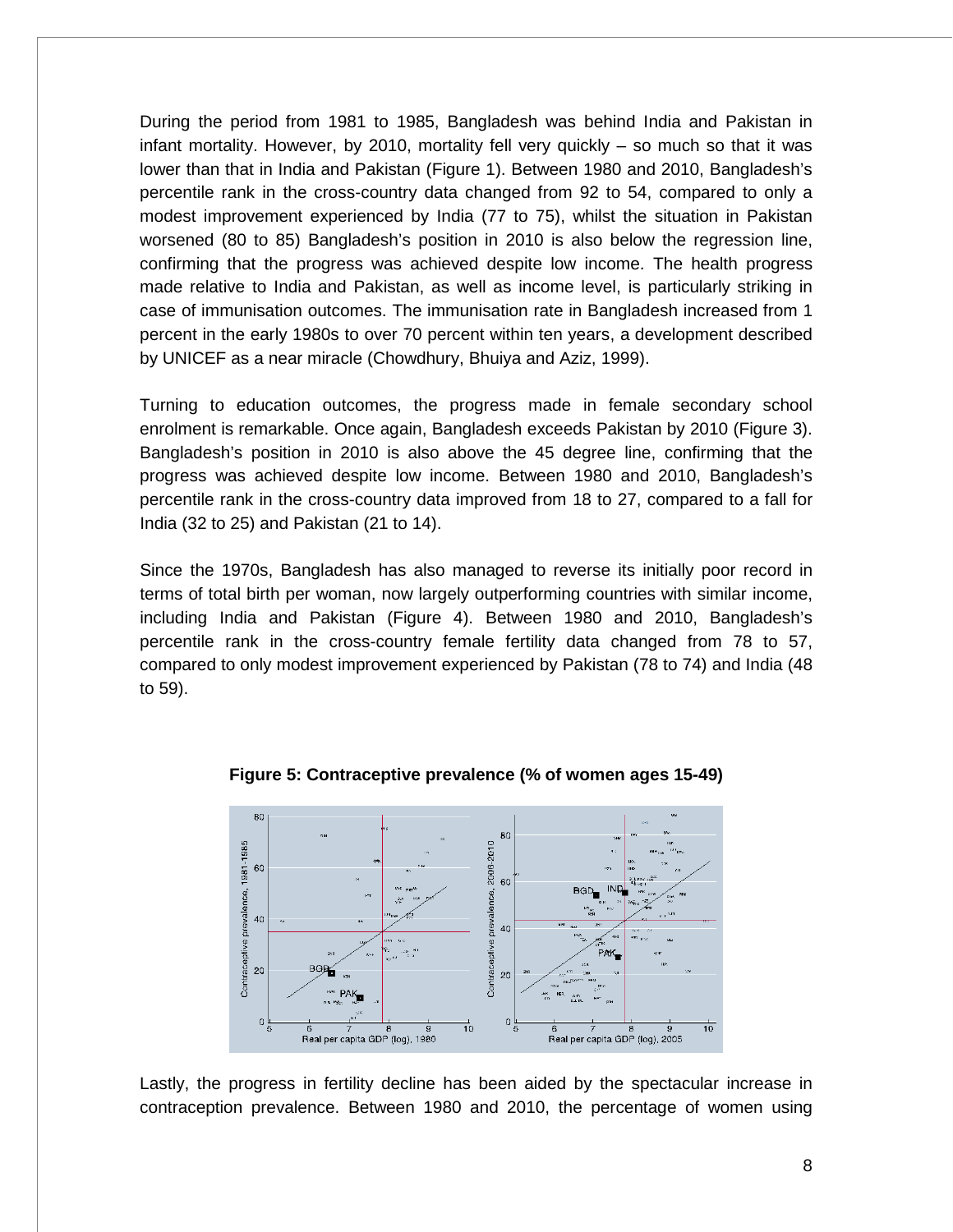During the period from 1981 to 1985, Bangladesh was behind India and Pakistan in infant mortality. However, by 2010, mortality fell very quickly – so much so that it was lower than that in India and Pakistan (Figure 1). Between 1980 and 2010, Bangladesh's percentile rank in the cross-country data changed from 92 to 54, compared to only a modest improvement experienced by India (77 to 75), whilst the situation in Pakistan worsened (80 to 85) Bangladesh's position in 2010 is also below the regression line, confirming that the progress was achieved despite low income. The health progress made relative to India and Pakistan, as well as income level, is particularly striking in case of immunisation outcomes. The immunisation rate in Bangladesh increased from 1 percent in the early 1980s to over 70 percent within ten years, a development described by UNICEF as a near miracle (Chowdhury, Bhuiya and Aziz, 1999).

Turning to education outcomes, the progress made in female secondary school enrolment is remarkable. Once again, Bangladesh exceeds Pakistan by 2010 (Figure 3). Bangladesh's position in 2010 is also above the 45 degree line, confirming that the progress was achieved despite low income. Between 1980 and 2010, Bangladesh's percentile rank in the cross-country data improved from 18 to 27, compared to a fall for India (32 to 25) and Pakistan (21 to 14).

Since the 1970s, Bangladesh has also managed to reverse its initially poor record in terms of total birth per woman, now largely outperforming countries with similar income, including India and Pakistan (Figure 4). Between 1980 and 2010, Bangladesh's percentile rank in the cross-country female fertility data changed from 78 to 57, compared to only modest improvement experienced by Pakistan (78 to 74) and India (48 to 59).

**Figure 5: Contraceptive prevalence (% of women ages 15-49)**

Lastly, the progress in fertility decline has been aided by the spectacular increase in contraception prevalence. Between 1980 and 2010, the percentage of women using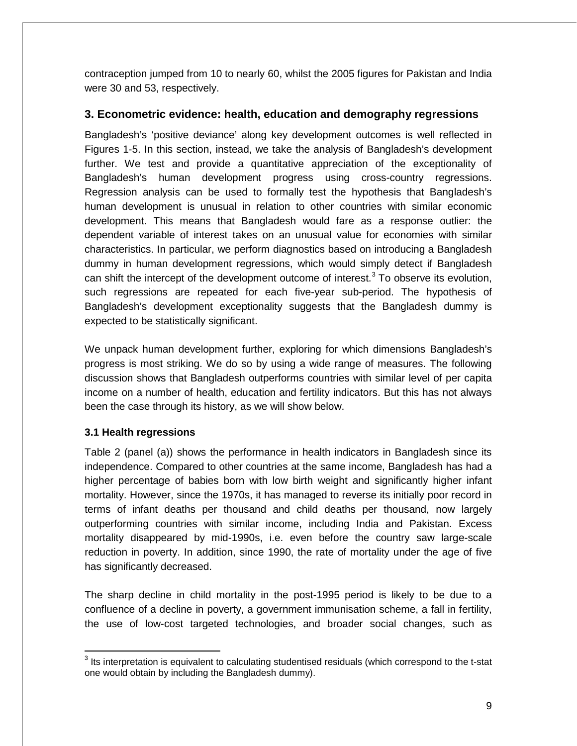contraception jumped from 10 to nearly 60, whilst the 2005 figures for Pakistan and India were 30 and 53, respectively.

## 3. Econometric evidence: health, education and demography regressions

Bangladesh's 'positive deviance' along key development outcomes is well reflected in Figures 1-5. In this section, instead, we take the analysis of Bangladesh's development further. We test and provide a quantitative appreciation of the exceptionality of Bangladesh's human development progress using cross-country regressions. Regression analysis can be used to formally test the hypothesis that Bangladesh's human development is unusual in relation to other countries with similar economic development. This means that Bangladesh would fare as a response outlier: the dependent variable of interest takes on an unusual value for economies with similar characteristics. In particular, we perform diagnostics based on introducing a Bangladesh dummy in human development regressions, which would simply detect if Bangladesh can shift the intercept of the development outcome of interest.[3] To observe its evolution, such regressions are repeated for each five-year sub-period. The hypothesis of Bangladesh's development exceptionality suggests that the Bangladesh dummy is expected to be statistically significant.

We unpack human development further, exploring for which dimensions Bangladesh's progress is most striking. We do so by using a wide range of measures. The following discussion shows that Bangladesh outperforms countries with similar level of per capita income on a number of health, education and fertility indicators. But this has not always been the case through its history, as we will show below.

### 3.1 Health regressions

Table 2 (panel (a)) shows the performance in health indicators in Bangladesh since its independence. Compared to other countries at the same income, Bangladesh has had a higher percentage of babies born with low birth weight and significantly higher infant mortality. However, since the 1970s, it has managed to reverse its initially poor record in terms of infant deaths per thousand and child deaths per thousand, now largely outperforming countries with similar income, including India and Pakistan. Excess mortality disappeared by mid-1990s, i.e. even before the country saw large-scale reduction in poverty. In addition, since 1990, the rate of mortality under the age of five has significantly decreased.

The sharp decline in child mortality in the post-1995 period is likely to be due to a confluence of a decline in poverty, a government immunisation scheme, a fall in fertility, the use of low-cost targeted technologies, and broader social changes, such as

[3] Its interpretation is equivalent to calculating studentised residuals (which correspond to the t-stat one would obtain by including the Bangladesh dummy).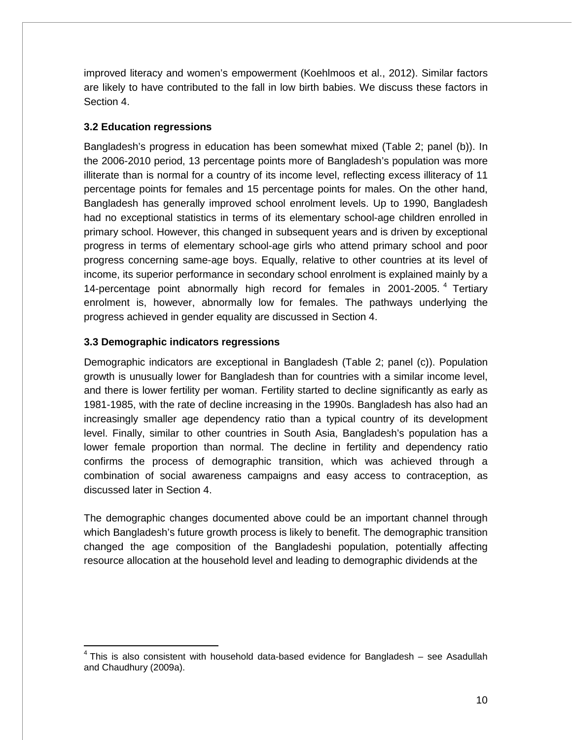improved literacy and women's empowerment (Koehlmoos et al., 2012). Similar factors are likely to have contributed to the fall in low birth babies. We discuss these factors in Section 4.

### 3.2 Education regressions

Bangladesh's progress in education has been somewhat mixed (Table 2; panel (b)). In the 2006-2010 period, 13 percentage points more of Bangladesh's population was more illiterate than is normal for a country of its income level, reflecting excess illiteracy of 11 percentage points for females and 15 percentage points for males. On the other hand, Bangladesh has generally improved school enrolment levels. Up to 1990, Bangladesh had no exceptional statistics in terms of its elementary school-age children enrolled in primary school. However, this changed in subsequent years and is driven by exceptional progress in terms of elementary school-age girls who attend primary school and poor progress concerning same-age boys. Equally, relative to other countries at its level of income, its superior performance in secondary school enrolment is explained mainly by a 14-percentage point abnormally high record for females in 2001-2005.[4] Tertiary enrolment is, however, abnormally low for females. The pathways underlying the progress achieved in gender equality are discussed in Section 4.

### 3.3 Demographic indicators regressions

Demographic indicators are exceptional in Bangladesh (Table 2; panel (c)). Population growth is unusually lower for Bangladesh than for countries with a similar income level, and there is lower fertility per woman. Fertility started to decline significantly as early as 1981-1985, with the rate of decline increasing in the 1990s. Bangladesh has also had an increasingly smaller age dependency ratio than a typical country of its development level. Finally, similar to other countries in South Asia, Bangladesh's population has a lower female proportion than normal. The decline in fertility and dependency ratio confirms the process of demographic transition, which was achieved through a combination of social awareness campaigns and easy access to contraception, as discussed later in Section 4.

The demographic changes documented above could be an important channel through which Bangladesh's future growth process is likely to benefit. The demographic transition changed the age composition of the Bangladeshi population, potentially affecting resource allocation at the household level and leading to demographic dividends at the

---

[4] This is also consistent with household data-based evidence for Bangladesh – see Asadullah and Chaudhury (2009a).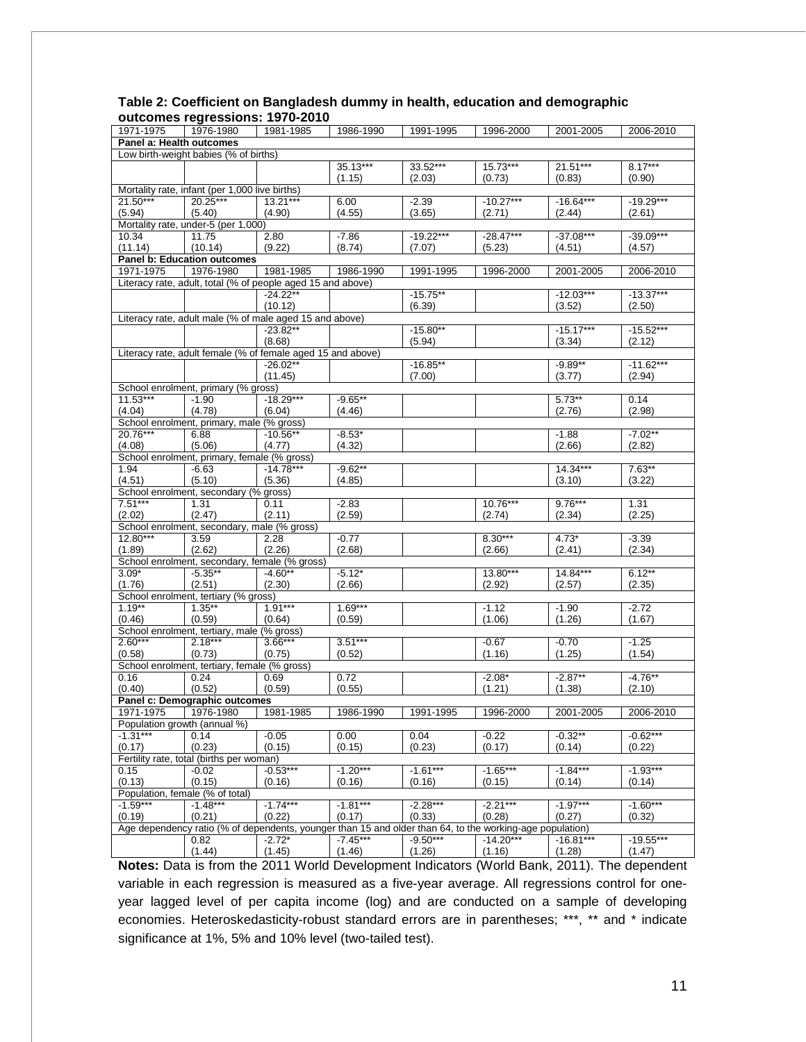**Table 2: Coefficient on Bangladesh dummy in health, education and demographic outcomes regressions: 1970-2010**

| 1971-1975 | 1976-1980 | 1981-1985 | 1986-1990 | 1991-1995 | 1996-2000 | 2001-2005 | 2006-2010 |
|---|---|---|---|---|---|---|---|
| **Panel a: Health outcomes** | | | | | | | |
| Low birth-weight babies (% of births) | | | | | | | |
| | | | 35.13*** | 33.52*** | 15.73*** | 21.51*** | 8.17*** |
| | | | (1.15) | (2.03) | (0.73) | (0.83) | (0.90) |
| Mortality rate, infant (per 1,000 live births) | | | | | | | |
| 21.50*** | 20.25*** | 13.21*** | 6.00 | -2.39 | -10.27*** | -16.64*** | -19.29*** |
| (5.94) | (5.40) | (4.90) | (4.55) | (3.65) | (2.71) | (2.44) | (2.61) |
| Mortality rate, under-5 (per 1,000) | | | | | | | |
| 10.34 | 11.75 | 2.80 | -7.86 | -19.22*** | -28.47*** | -37.08*** | -39.09*** |
| (11.14) | (10.14) | (9.22) | (8.74) | (7.07) | (5.23) | (4.51) | (4.57) |
| **Panel b: Education outcomes** | | | | | | | |
| 1971-1975 | 1976-1980 | 1981-1985 | 1986-1990 | 1991-1995 | 1996-2000 | 2001-2005 | 2006-2010 |
| Literacy rate, adult, total (% of people aged 15 and above) | | | | | | | |
| | | -24.22** | | -15.75** | | -12.03*** | -13.37*** |
| | | (10.12) | | (6.39) | | (3.52) | (2.50) |
| Literacy rate, adult male (% of male aged 15 and above) | | | | | | | |
| | | -23.82** | | -15.80** | | -15.17*** | -15.52*** |
| | | (8.68) | | (5.94) | | (3.34) | (2.12) |
| Literacy rate, adult female (% of female aged 15 and above) | | | | | | | |
| | | -26.02** | | -16.85** | | -9.89** | -11.62*** |
| | | (11.45) | | (7.00) | | (3.77) | (2.94) |
| School enrolment, primary (% gross) | | | | | | | |
| 11.53*** | -1.90 | -18.29*** | -9.65** | | | 5.73** | 0.14 |
| (4.04) | (4.78) | (6.04) | (4.46) | | | (2.76) | (2.98) |
| School enrolment, primary, male (% gross) | | | | | | | |
| 20.76*** | 6.88 | -10.56** | -8.53* | | | -1.88 | -7.02** |
| (4.08) | (5.06) | (4.77) | (4.32) | | | (2.66) | (2.82) |
| School enrolment, primary, female (% gross) | | | | | | | |
| 1.94 | -6.63 | -14.78*** | -9.62** | | | 14.34*** | 7.63** |
| (4.51) | (5.10) | (5.36) | (4.85) | | | (3.10) | (3.22) |
| School enrolment, secondary (% gross) | | | | | | | |
| 7.51*** | 1.31 | 0.11 | -2.83 | | 10.76*** | 9.76*** | 1.31 |
| (2.02) | (2.47) | (2.11) | (2.59) | | (2.74) | (2.34) | (2.25) |
| School enrolment, secondary, male (% gross) | | | | | | | |
| 12.80*** | 3.59 | 2.28 | -0.77 | | 8.30*** | 4.73* | -3.39 |
| (1.89) | (2.62) | (2.26) | (2.68) | | (2.66) | (2.41) | (2.34) |
| School enrolment, secondary, female (% gross) | | | | | | | |
| 3.09* | -5.35** | -4.60** | -5.12* | | 13.80*** | 14.84*** | 6.12** |
| (1.76) | (2.51) | (2.30) | (2.66) | | (2.92) | (2.57) | (2.35) |
| School enrolment, tertiary (% gross) | | | | | | | |
| 1.19** | 1.35** | 1.91*** | 1.69*** | | -1.12 | -1.90 | -2.72 |
| (0.46) | (0.59) | (0.64) | (0.59) | | (1.06) | (1.26) | (1.67) |
| School enrolment, tertiary, male (% gross) | | | | | | | |
| 2.60*** | 2.18*** | 3.66*** | 3.51*** | | -0.67 | -0.70 | -1.25 |
| (0.58) | (0.73) | (0.75) | (0.52) | | (1.16) | (1.25) | (1.54) |
| School enrolment, tertiary, female (% gross) | | | | | | | |
| 0.16 | 0.24 | 0.69 | 0.72 | | -2.08* | -2.87** | -4.76** |
| (0.40) | (0.52) | (0.59) | (0.55) | | (1.21) | (1.38) | (2.10) |
| **Panel c: Demographic outcomes** | | | | | | | |
| 1971-1975 | 1976-1980 | 1981-1985 | 1986-1990 | 1991-1995 | 1996-2000 | 2001-2005 | 2006-2010 |
| Population growth (annual %) | | | | | | | |
| -1.31*** | 0.14 | -0.05 | 0.00 | 0.04 | -0.22 | -0.32** | -0.62*** |
| (0.17) | (0.23) | (0.15) | (0.15) | (0.23) | (0.17) | (0.14) | (0.22) |
| Fertility rate, total (births per woman) | | | | | | | |
| 0.15 | -0.02 | -0.53*** | -1.20*** | -1.61*** | -1.65*** | -1.84*** | -1.93*** |
| (0.13) | (0.15) | (0.16) | (0.16) | (0.16) | (0.15) | (0.14) | (0.14) |
| Population, female (% of total) | | | | | | | |
| -1.59*** | -1.48*** | -1.74*** | -1.81*** | -2.28*** | -2.21*** | -1.97*** | -1.60*** |
| (0.19) | (0.21) | (0.22) | (0.17) | (0.33) | (0.28) | (0.27) | (0.32) |
| Age dependency ratio (% of dependents, younger than 15 and older than 64, to the working-age population) | | | | | | | |
| | 0.82 | -2.72* | -7.45*** | -9.50*** | -14.20*** | -16.81*** | -19.55*** |
| | (1.44) | (1.45) | (1.46) | (1.26) | (1.16) | (1.28) | (1.47) |

**Notes:** Data is from the 2011 World Development Indicators (World Bank, 2011). The dependent variable in each regression is measured as a five-year average. All regressions control for one-year lagged level of per capita income (log) and are conducted on a sample of developing economies. Heteroskedasticity-robust standard errors are in parentheses; ***, ** and * indicate significance at 1%, 5% and 10% level (two-tailed test).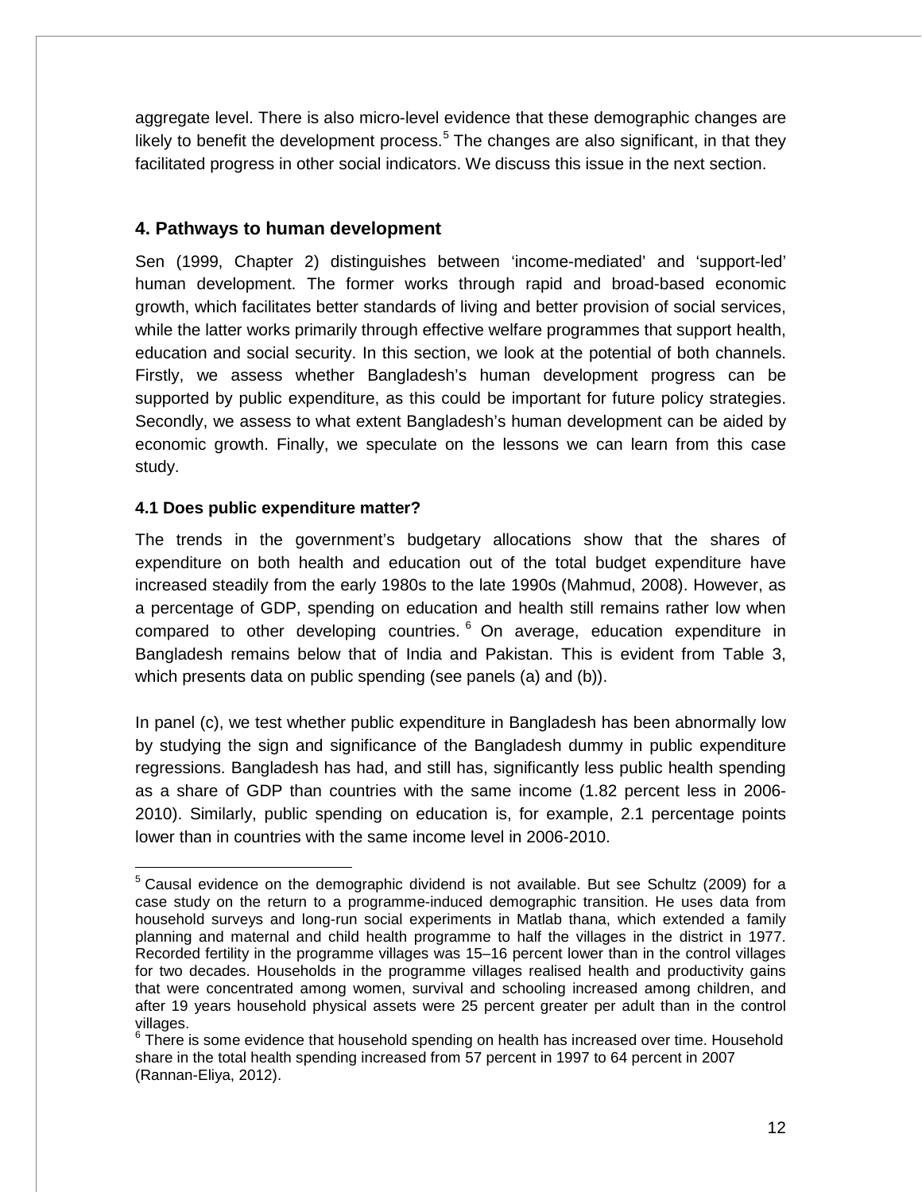aggregate level. There is also micro-level evidence that these demographic changes are likely to benefit the development process.[5] The changes are also significant, in that they facilitated progress in other social indicators. We discuss this issue in the next section.

## 4. Pathways to human development

Sen (1999, Chapter 2) distinguishes between 'income-mediated' and 'support-led' human development. The former works through rapid and broad-based economic growth, which facilitates better standards of living and better provision of social services, while the latter works primarily through effective welfare programmes that support health, education and social security. In this section, we look at the potential of both channels. Firstly, we assess whether Bangladesh's human development progress can be supported by public expenditure, as this could be important for future policy strategies. Secondly, we assess to what extent Bangladesh's human development can be aided by economic growth. Finally, we speculate on the lessons we can learn from this case study.

### 4.1 Does public expenditure matter?

The trends in the government's budgetary allocations show that the shares of expenditure on both health and education out of the total budget expenditure have increased steadily from the early 1980s to the late 1990s (Mahmud, 2008). However, as a percentage of GDP, spending on education and health still remains rather low when compared to other developing countries.[6] On average, education expenditure in Bangladesh remains below that of India and Pakistan. This is evident from Table 3, which presents data on public spending (see panels (a) and (b)).

In panel (c), we test whether public expenditure in Bangladesh has been abnormally low by studying the sign and significance of the Bangladesh dummy in public expenditure regressions. Bangladesh has had, and still has, significantly less public health spending as a share of GDP than countries with the same income (1.82 percent less in 2006-2010). Similarly, public spending on education is, for example, 2.1 percentage points lower than in countries with the same income level in 2006-2010.

[5] Causal evidence on the demographic dividend is not available. But see Schultz (2009) for a case study on the return to a programme-induced demographic transition. He uses data from household surveys and long-run social experiments in Matlab thana, which extended a family planning and maternal and child health programme to half the villages in the district in 1977. Recorded fertility in the programme villages was 15–16 percent lower than in the control villages for two decades. Households in the programme villages realised health and productivity gains that were concentrated among women, survival and schooling increased among children, and after 19 years household physical assets were 25 percent greater per adult than in the control villages.

[6] There is some evidence that household spending on health has increased over time. Household share in the total health spending increased from 57 percent in 1997 to 64 percent in 2007 (Rannan-Eliya, 2012).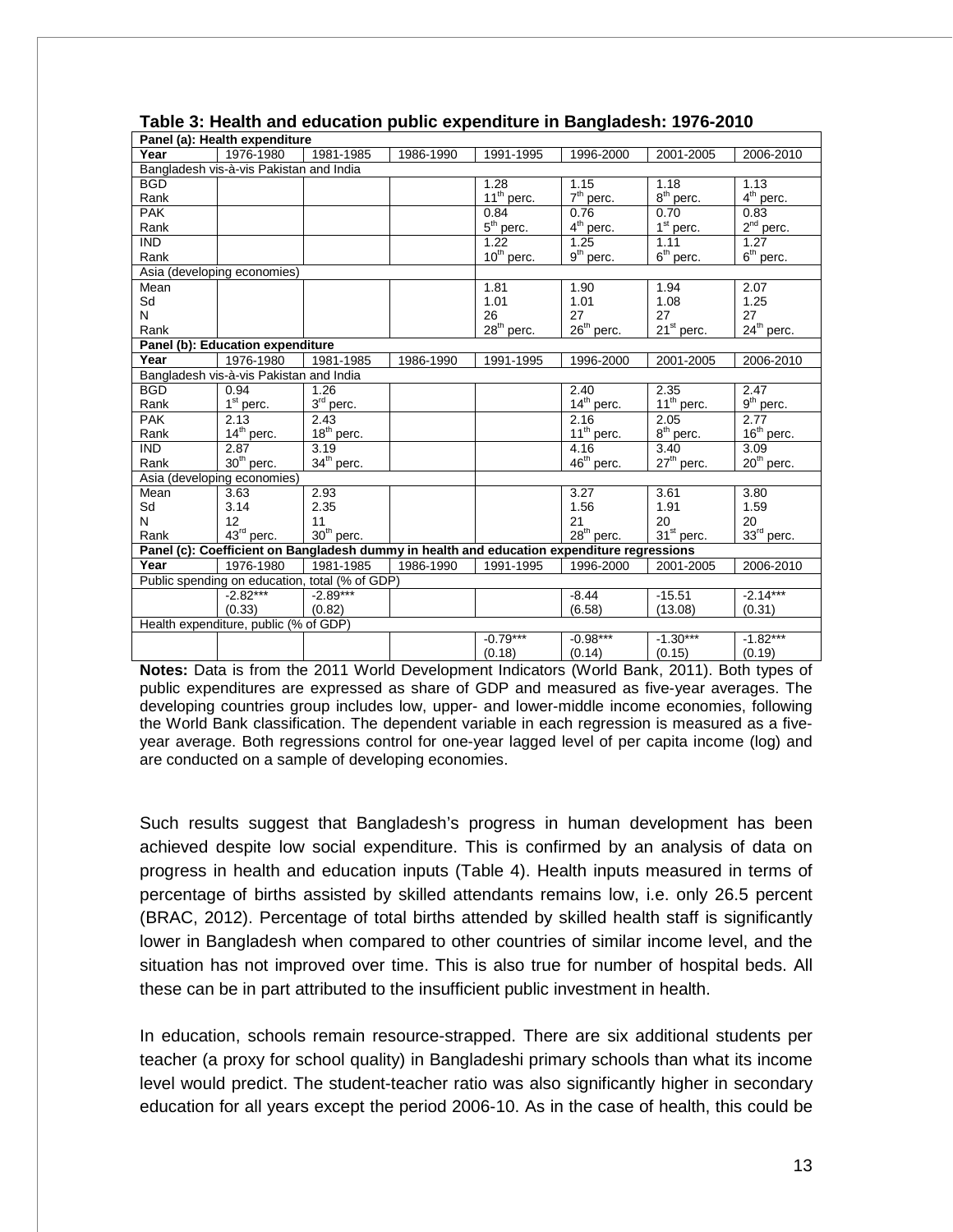**Table 3: Health and education public expenditure in Bangladesh: 1976-2010**

| **Panel (a): Health expenditure** | | | | | | | |
|---|---|---|---|---|---|---|---|
| **Year** | 1976-1980 | 1981-1985 | 1986-1990 | 1991-1995 | 1996-2000 | 2001-2005 | 2006-2010 |
| Bangladesh vis-à-vis Pakistan and India | | | | | | | |
| BGD | | | | 1.28 | 1.15 | 1.18 | 1.13 |
| Rank | | | | 11th perc. | 7th perc. | 8th perc. | 4th perc. |
| PAK | | | | 0.84 | 0.76 | 0.70 | 0.83 |
| Rank | | | | 5th perc. | 4th perc. | 1st perc. | 2nd perc. |
| IND | | | | 1.22 | 1.25 | 1.11 | 1.27 |
| Rank | | | | 10th perc. | 9th perc. | 6th perc. | 6th perc. |
| Asia (developing economies) | | | | | | | |
| Mean | | | | 1.81 | 1.90 | 1.94 | 2.07 |
| Sd | | | | 1.01 | 1.01 | 1.08 | 1.25 |
| N | | | | 26 | 27 | 27 | 27 |
| Rank | | | | 28th perc. | 26th perc. | 21st perc. | 24th perc. |
| **Panel (b): Education expenditure** | | | | | | | |
| **Year** | 1976-1980 | 1981-1985 | 1986-1990 | 1991-1995 | 1996-2000 | 2001-2005 | 2006-2010 |
| Bangladesh vis-à-vis Pakistan and India | | | | | | | |
| BGD | 0.94 | 1.26 | | | 2.40 | 2.35 | 2.47 |
| Rank | 1st perc. | 3rd perc. | | | 14th perc. | 11th perc. | 9th perc. |
| PAK | 2.13 | 2.43 | | | 2.16 | 2.05 | 2.77 |
| Rank | 14th perc. | 18th perc. | | | 11th perc. | 8th perc. | 16th perc. |
| IND | 2.87 | 3.19 | | | 4.16 | 3.40 | 3.09 |
| Rank | 30th perc. | 34th perc. | | | 46th perc. | 27th perc. | 20th perc. |
| Asia (developing economies) | | | | | | | |
| Mean | 3.63 | 2.93 | | | 3.27 | 3.61 | 3.80 |
| Sd | 3.14 | 2.35 | | | 1.56 | 1.91 | 1.59 |
| N | 12 | 11 | | | 21 | 20 | 20 |
| Rank | 43rd perc. | 30th perc. | | | 28th perc. | 31st perc. | 33rd perc. |
| **Panel (c): Coefficient on Bangladesh dummy in health and education expenditure regressions** | | | | | | | |
| **Year** | 1976-1980 | 1981-1985 | 1986-1990 | 1991-1995 | 1996-2000 | 2001-2005 | 2006-2010 |
| Public spending on education, total (% of GDP) | | | | | | | |
| | -2.82*** | -2.89*** | | | -8.44 | -15.51 | -2.14*** |
| | (0.33) | (0.82) | | | (6.58) | (13.08) | (0.31) |
| Health expenditure, public (% of GDP) | | | | | | | |
| | | | | -0.79*** | -0.98*** | -1.30*** | -1.82*** |
| | | | | (0.18) | (0.14) | (0.15) | (0.19) |

**Notes:** Data is from the 2011 World Development Indicators (World Bank, 2011). Both types of public expenditures are expressed as share of GDP and measured as five-year averages. The developing countries group includes low, upper- and lower-middle income economies, following the World Bank classification. The dependent variable in each regression is measured as a five-year average. Both regressions control for one-year lagged level of per capita income (log) and are conducted on a sample of developing economies.

Such results suggest that Bangladesh's progress in human development has been achieved despite low social expenditure. This is confirmed by an analysis of data on progress in health and education inputs (Table 4). Health inputs measured in terms of percentage of births assisted by skilled attendants remains low, i.e. only 26.5 percent (BRAC, 2012). Percentage of total births attended by skilled health staff is significantly lower in Bangladesh when compared to other countries of similar income level, and the situation has not improved over time. This is also true for number of hospital beds. All these can be in part attributed to the insufficient public investment in health.

In education, schools remain resource-strapped. There are six additional students per teacher (a proxy for school quality) in Bangladeshi primary schools than what its income level would predict. The student-teacher ratio was also significantly higher in secondary education for all years except the period 2006-10. As in the case of health, this could be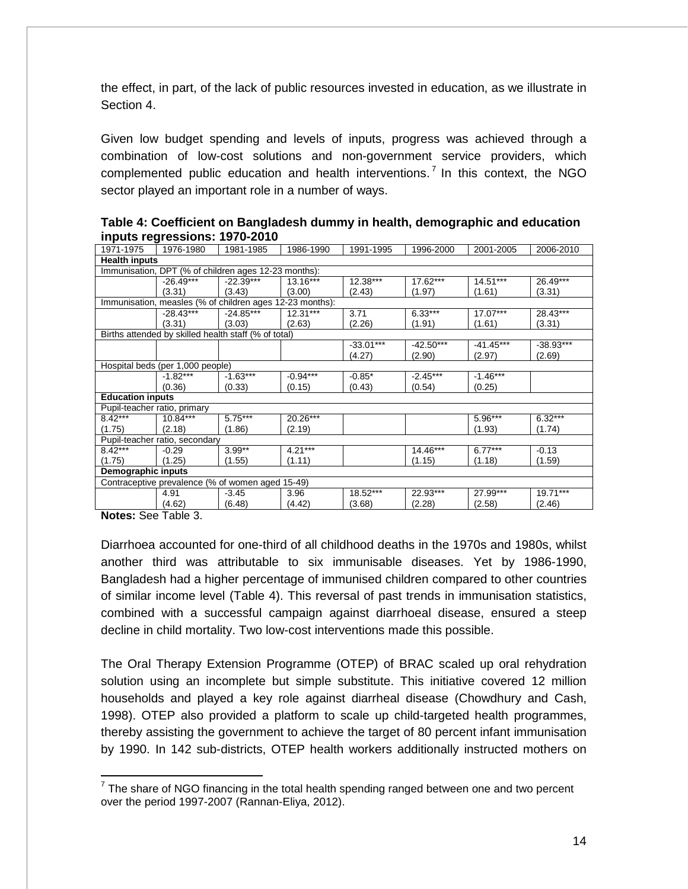the effect, in part, of the lack of public resources invested in education, as we illustrate in Section 4.

Given low budget spending and levels of inputs, progress was achieved through a combination of low-cost solutions and non-government service providers, which complemented public education and health interventions.[7] In this context, the NGO sector played an important role in a number of ways.

**Table 4: Coefficient on Bangladesh dummy in health, demographic and education inputs regressions: 1970-2010**

| 1971-1975 | 1976-1980 | 1981-1985 | 1986-1990 | 1991-1995 | 1996-2000 | 2001-2005 | 2006-2010 |
|---|---|---|---|---|---|---|---|
| **Health inputs** | | | | | | | |
| Immunisation, DPT (% of children ages 12-23 months): | | | | | | | |
| | -26.49*** | -22.39*** | 13.16*** | 12.38*** | 17.62*** | 14.51*** | 26.49*** |
| | (3.31) | (3.43) | (3.00) | (2.43) | (1.97) | (1.61) | (3.31) |
| Immunisation, measles (% of children ages 12-23 months): | | | | | | | |
| | -28.43*** | -24.85*** | 12.31*** | 3.71 | 6.33*** | 17.07*** | 28.43*** |
| | (3.31) | (3.03) | (2.63) | (2.26) | (1.91) | (1.61) | (3.31) |
| Births attended by skilled health staff (% of total) | | | | | | | |
| | | | | -33.01*** | -42.50*** | -41.45*** | -38.93*** |
| | | | | (4.27) | (2.90) | (2.97) | (2.69) |
| Hospital beds (per 1,000 people) | | | | | | | |
| | -1.82*** | -1.63*** | -0.94*** | -0.85* | -2.45*** | -1.46*** | |
| | (0.36) | (0.33) | (0.15) | (0.43) | (0.54) | (0.25) | |
| **Education inputs** | | | | | | | |
| Pupil-teacher ratio, primary | | | | | | | |
| 8.42*** | 10.84*** | 5.75*** | 20.26*** | | | 5.96*** | 6.32*** |
| (1.75) | (2.18) | (1.86) | (2.19) | | | (1.93) | (1.74) |
| Pupil-teacher ratio, secondary | | | | | | | |
| 8.42*** | -0.29 | 3.99** | 4.21*** | | 14.46*** | 6.77*** | -0.13 |
| (1.75) | (1.25) | (1.55) | (1.11) | | (1.15) | (1.18) | (1.59) |
| **Demographic inputs** | | | | | | | |
| Contraceptive prevalence (% of women aged 15-49) | | | | | | | |
| | 4.91 | -3.45 | 3.96 | 18.52*** | 22.93*** | 27.99*** | 19.71*** |
| | (4.62) | (6.48) | (4.42) | (3.68) | (2.28) | (2.58) | (2.46) |

**Notes:** See Table 3.

Diarrhoea accounted for one-third of all childhood deaths in the 1970s and 1980s, whilst another third was attributable to six immunisable diseases. Yet by 1986-1990, Bangladesh had a higher percentage of immunised children compared to other countries of similar income level (Table 4). This reversal of past trends in immunisation statistics, combined with a successful campaign against diarrhoeal disease, ensured a steep decline in child mortality. Two low-cost interventions made this possible.

The Oral Therapy Extension Programme (OTEP) of BRAC scaled up oral rehydration solution using an incomplete but simple substitute. This initiative covered 12 million households and played a key role against diarrheal disease (Chowdhury and Cash, 1998). OTEP also provided a platform to scale up child-targeted health programmes, thereby assisting the government to achieve the target of 80 percent infant immunisation by 1990. In 142 sub-districts, OTEP health workers additionally instructed mothers on

[7] The share of NGO financing in the total health spending ranged between one and two percent over the period 1997-2007 (Rannan-Eliya, 2012).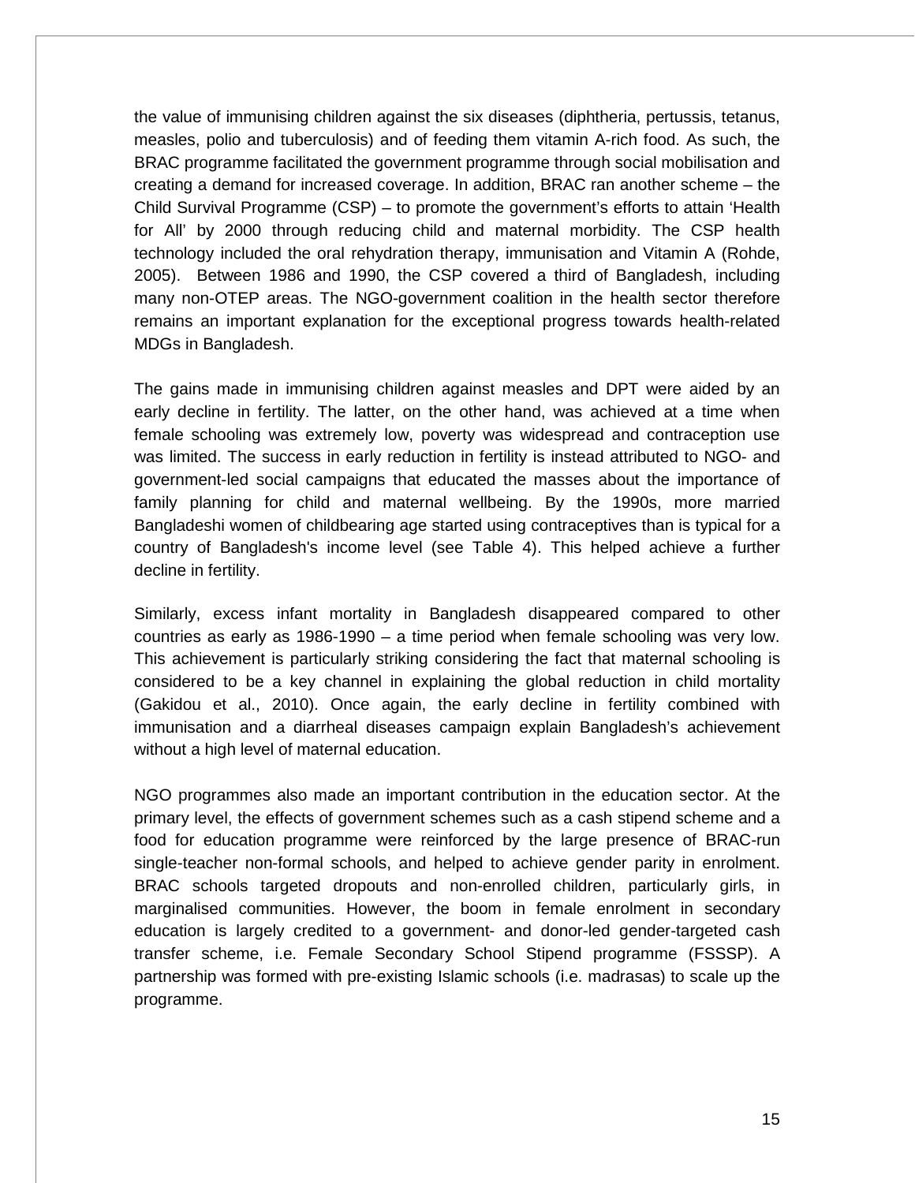the value of immunising children against the six diseases (diphtheria, pertussis, tetanus, measles, polio and tuberculosis) and of feeding them vitamin A-rich food. As such, the BRAC programme facilitated the government programme through social mobilisation and creating a demand for increased coverage. In addition, BRAC ran another scheme – the Child Survival Programme (CSP) – to promote the government's efforts to attain 'Health for All' by 2000 through reducing child and maternal morbidity. The CSP health technology included the oral rehydration therapy, immunisation and Vitamin A (Rohde, 2005). Between 1986 and 1990, the CSP covered a third of Bangladesh, including many non-OTEP areas. The NGO-government coalition in the health sector therefore remains an important explanation for the exceptional progress towards health-related MDGs in Bangladesh.

The gains made in immunising children against measles and DPT were aided by an early decline in fertility. The latter, on the other hand, was achieved at a time when female schooling was extremely low, poverty was widespread and contraception use was limited. The success in early reduction in fertility is instead attributed to NGO- and government-led social campaigns that educated the masses about the importance of family planning for child and maternal wellbeing. By the 1990s, more married Bangladeshi women of childbearing age started using contraceptives than is typical for a country of Bangladesh's income level (see Table 4). This helped achieve a further decline in fertility.

Similarly, excess infant mortality in Bangladesh disappeared compared to other countries as early as 1986-1990 – a time period when female schooling was very low. This achievement is particularly striking considering the fact that maternal schooling is considered to be a key channel in explaining the global reduction in child mortality (Gakidou et al., 2010). Once again, the early decline in fertility combined with immunisation and a diarrheal diseases campaign explain Bangladesh's achievement without a high level of maternal education.

NGO programmes also made an important contribution in the education sector. At the primary level, the effects of government schemes such as a cash stipend scheme and a food for education programme were reinforced by the large presence of BRAC-run single-teacher non-formal schools, and helped to achieve gender parity in enrolment. BRAC schools targeted dropouts and non-enrolled children, particularly girls, in marginalised communities. However, the boom in female enrolment in secondary education is largely credited to a government- and donor-led gender-targeted cash transfer scheme, i.e. Female Secondary School Stipend programme (FSSSP). A partnership was formed with pre-existing Islamic schools (i.e. madrasas) to scale up the programme.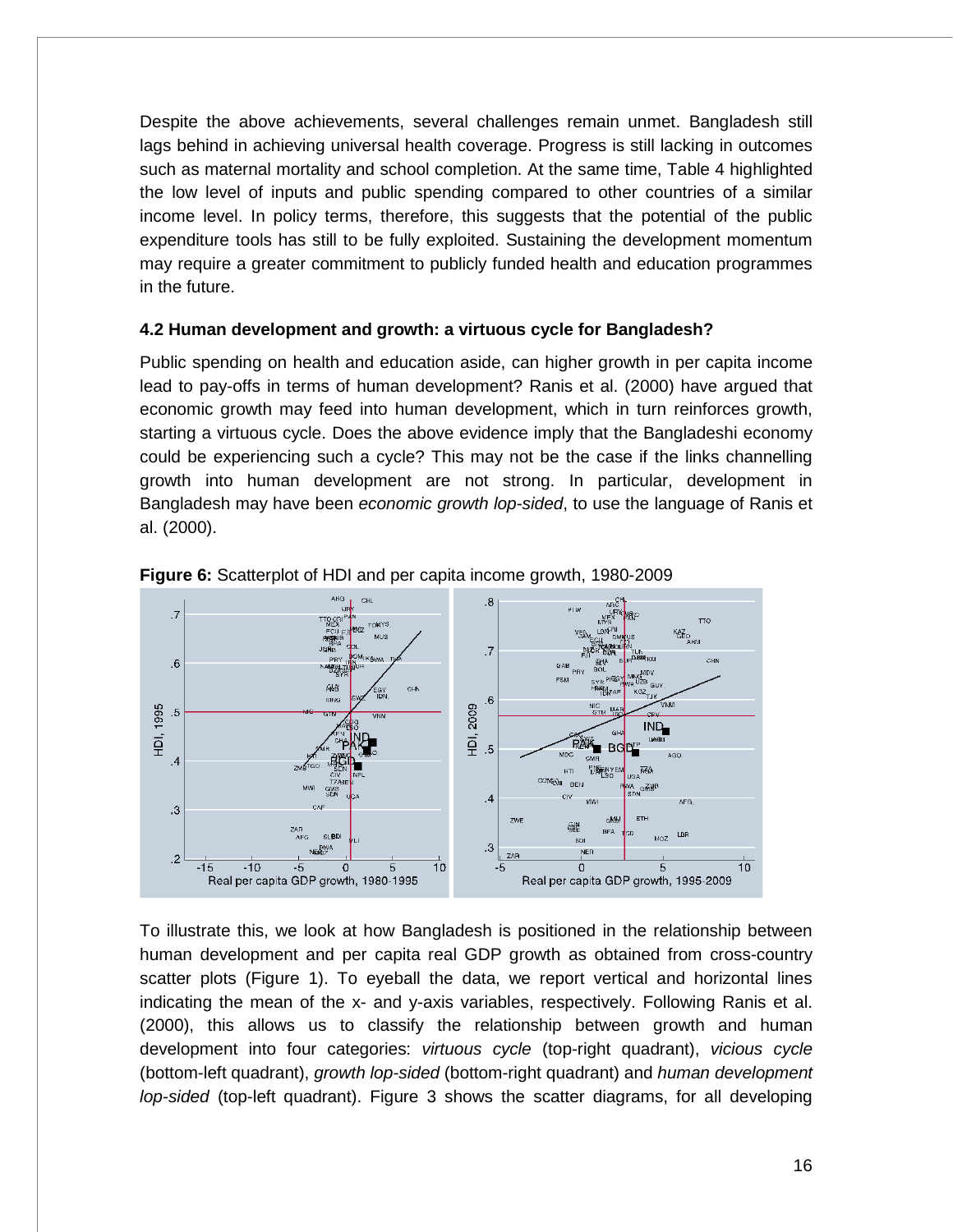Despite the above achievements, several challenges remain unmet. Bangladesh still lags behind in achieving universal health coverage. Progress is still lacking in outcomes such as maternal mortality and school completion. At the same time, Table 4 highlighted the low level of inputs and public spending compared to other countries of a similar income level. In policy terms, therefore, this suggests that the potential of the public expenditure tools has still to be fully exploited. Sustaining the development momentum may require a greater commitment to publicly funded health and education programmes in the future.

#### 4.2 Human development and growth: a virtuous cycle for Bangladesh?

Public spending on health and education aside, can higher growth in per capita income lead to pay-offs in terms of human development? Ranis et al. (2000) have argued that economic growth may feed into human development, which in turn reinforces growth, starting a virtuous cycle. Does the above evidence imply that the Bangladeshi economy could be experiencing such a cycle? This may not be the case if the links channelling growth into human development are not strong. In particular, development in Bangladesh may have been *economic growth lop-sided*, to use the language of Ranis et al. (2000).

**Figure 6:** Scatterplot of HDI and per capita income growth, 1980-2009

To illustrate this, we look at how Bangladesh is positioned in the relationship between human development and per capita real GDP growth as obtained from cross-country scatter plots (Figure 1). To eyeball the data, we report vertical and horizontal lines indicating the mean of the x- and y-axis variables, respectively. Following Ranis et al. (2000), this allows us to classify the relationship between growth and human development into four categories: *virtuous cycle* (top-right quadrant), *vicious cycle* (bottom-left quadrant), *growth lop-sided* (bottom-right quadrant) and *human development lop-sided* (top-left quadrant). Figure 3 shows the scatter diagrams, for all developing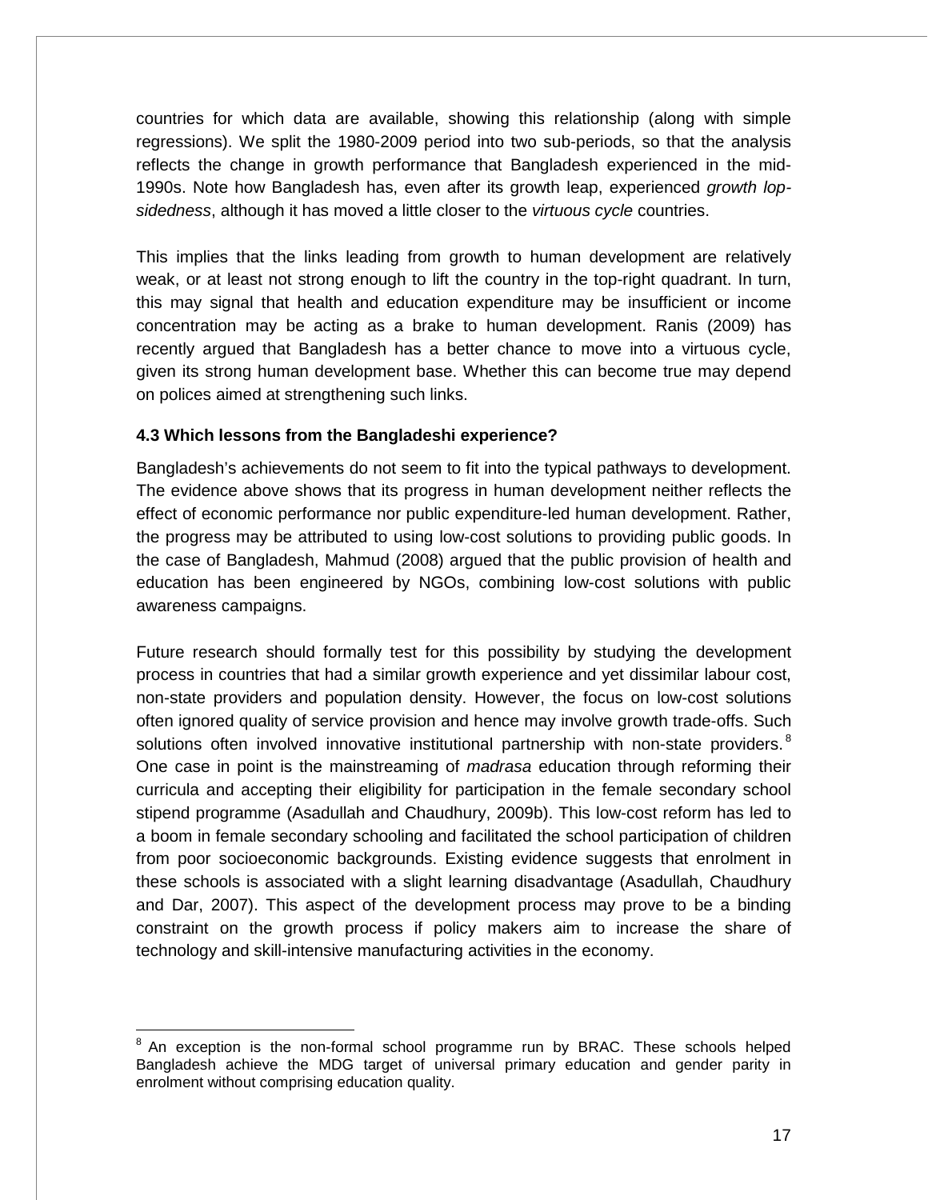countries for which data are available, showing this relationship (along with simple regressions). We split the 1980-2009 period into two sub-periods, so that the analysis reflects the change in growth performance that Bangladesh experienced in the mid-1990s. Note how Bangladesh has, even after its growth leap, experienced *growth lop-sidedness*, although it has moved a little closer to the *virtuous cycle* countries.

This implies that the links leading from growth to human development are relatively weak, or at least not strong enough to lift the country in the top-right quadrant. In turn, this may signal that health and education expenditure may be insufficient or income concentration may be acting as a brake to human development. Ranis (2009) has recently argued that Bangladesh has a better chance to move into a virtuous cycle, given its strong human development base. Whether this can become true may depend on polices aimed at strengthening such links.

### 4.3 Which lessons from the Bangladeshi experience?

Bangladesh's achievements do not seem to fit into the typical pathways to development. The evidence above shows that its progress in human development neither reflects the effect of economic performance nor public expenditure-led human development. Rather, the progress may be attributed to using low-cost solutions to providing public goods. In the case of Bangladesh, Mahmud (2008) argued that the public provision of health and education has been engineered by NGOs, combining low-cost solutions with public awareness campaigns.

Future research should formally test for this possibility by studying the development process in countries that had a similar growth experience and yet dissimilar labour cost, non-state providers and population density. However, the focus on low-cost solutions often ignored quality of service provision and hence may involve growth trade-offs. Such solutions often involved innovative institutional partnership with non-state providers.[8] One case in point is the mainstreaming of *madrasa* education through reforming their curricula and accepting their eligibility for participation in the female secondary school stipend programme (Asadullah and Chaudhury, 2009b). This low-cost reform has led to a boom in female secondary schooling and facilitated the school participation of children from poor socioeconomic backgrounds. Existing evidence suggests that enrolment in these schools is associated with a slight learning disadvantage (Asadullah, Chaudhury and Dar, 2007). This aspect of the development process may prove to be a binding constraint on the growth process if policy makers aim to increase the share of technology and skill-intensive manufacturing activities in the economy.

---

[8] An exception is the non-formal school programme run by BRAC. These schools helped Bangladesh achieve the MDG target of universal primary education and gender parity in enrolment without comprising education quality.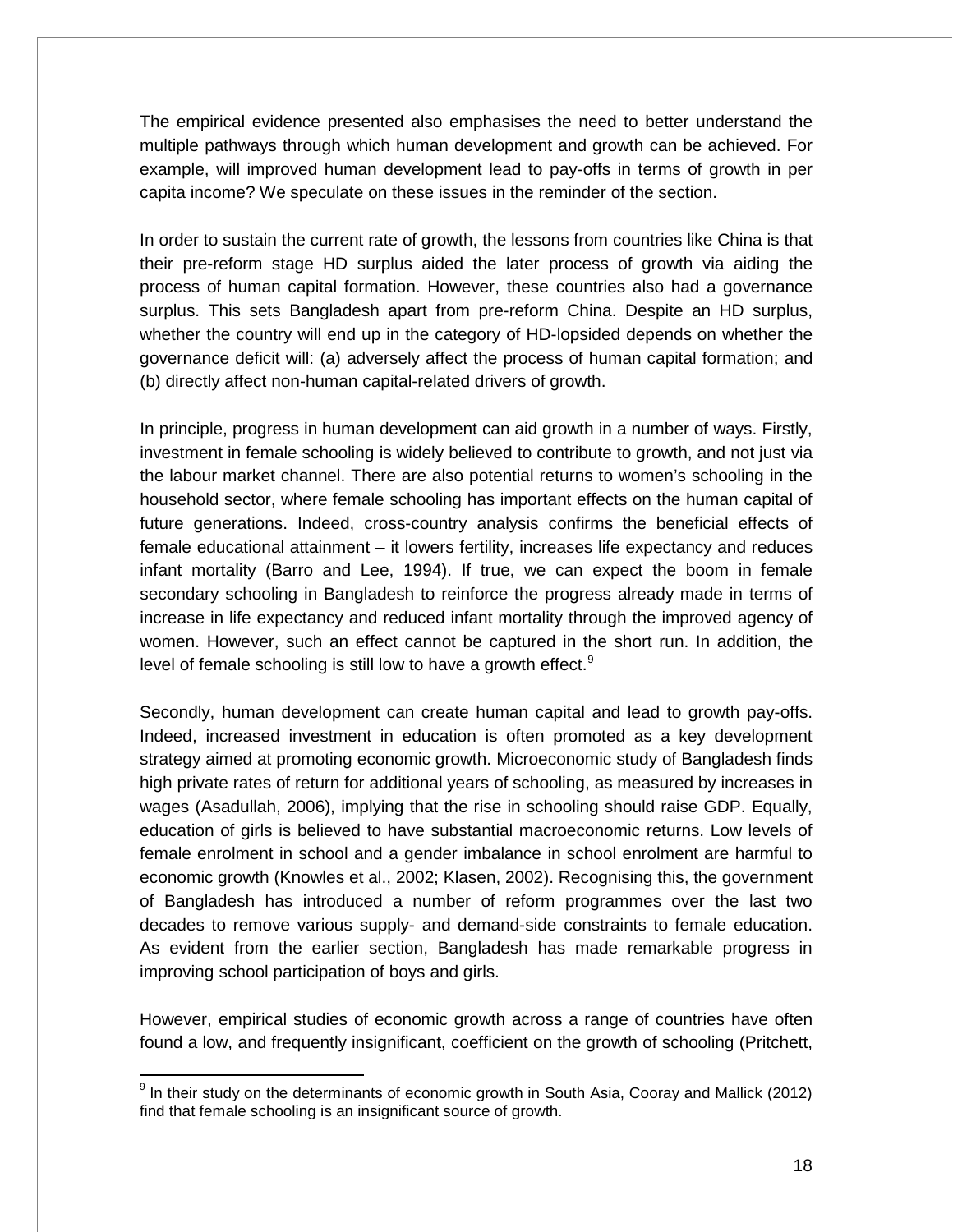The empirical evidence presented also emphasises the need to better understand the multiple pathways through which human development and growth can be achieved. For example, will improved human development lead to pay-offs in terms of growth in per capita income? We speculate on these issues in the reminder of the section.

In order to sustain the current rate of growth, the lessons from countries like China is that their pre-reform stage HD surplus aided the later process of growth via aiding the process of human capital formation. However, these countries also had a governance surplus. This sets Bangladesh apart from pre-reform China. Despite an HD surplus, whether the country will end up in the category of HD-lopsided depends on whether the governance deficit will: (a) adversely affect the process of human capital formation; and (b) directly affect non-human capital-related drivers of growth.

In principle, progress in human development can aid growth in a number of ways. Firstly, investment in female schooling is widely believed to contribute to growth, and not just via the labour market channel. There are also potential returns to women's schooling in the household sector, where female schooling has important effects on the human capital of future generations. Indeed, cross-country analysis confirms the beneficial effects of female educational attainment – it lowers fertility, increases life expectancy and reduces infant mortality (Barro and Lee, 1994). If true, we can expect the boom in female secondary schooling in Bangladesh to reinforce the progress already made in terms of increase in life expectancy and reduced infant mortality through the improved agency of women. However, such an effect cannot be captured in the short run. In addition, the level of female schooling is still low to have a growth effect.[9]

Secondly, human development can create human capital and lead to growth pay-offs. Indeed, increased investment in education is often promoted as a key development strategy aimed at promoting economic growth. Microeconomic study of Bangladesh finds high private rates of return for additional years of schooling, as measured by increases in wages (Asadullah, 2006), implying that the rise in schooling should raise GDP. Equally, education of girls is believed to have substantial macroeconomic returns. Low levels of female enrolment in school and a gender imbalance in school enrolment are harmful to economic growth (Knowles et al., 2002; Klasen, 2002). Recognising this, the government of Bangladesh has introduced a number of reform programmes over the last two decades to remove various supply- and demand-side constraints to female education. As evident from the earlier section, Bangladesh has made remarkable progress in improving school participation of boys and girls.

However, empirical studies of economic growth across a range of countries have often found a low, and frequently insignificant, coefficient on the growth of schooling (Pritchett,

---

[9] In their study on the determinants of economic growth in South Asia, Cooray and Mallick (2012) find that female schooling is an insignificant source of growth.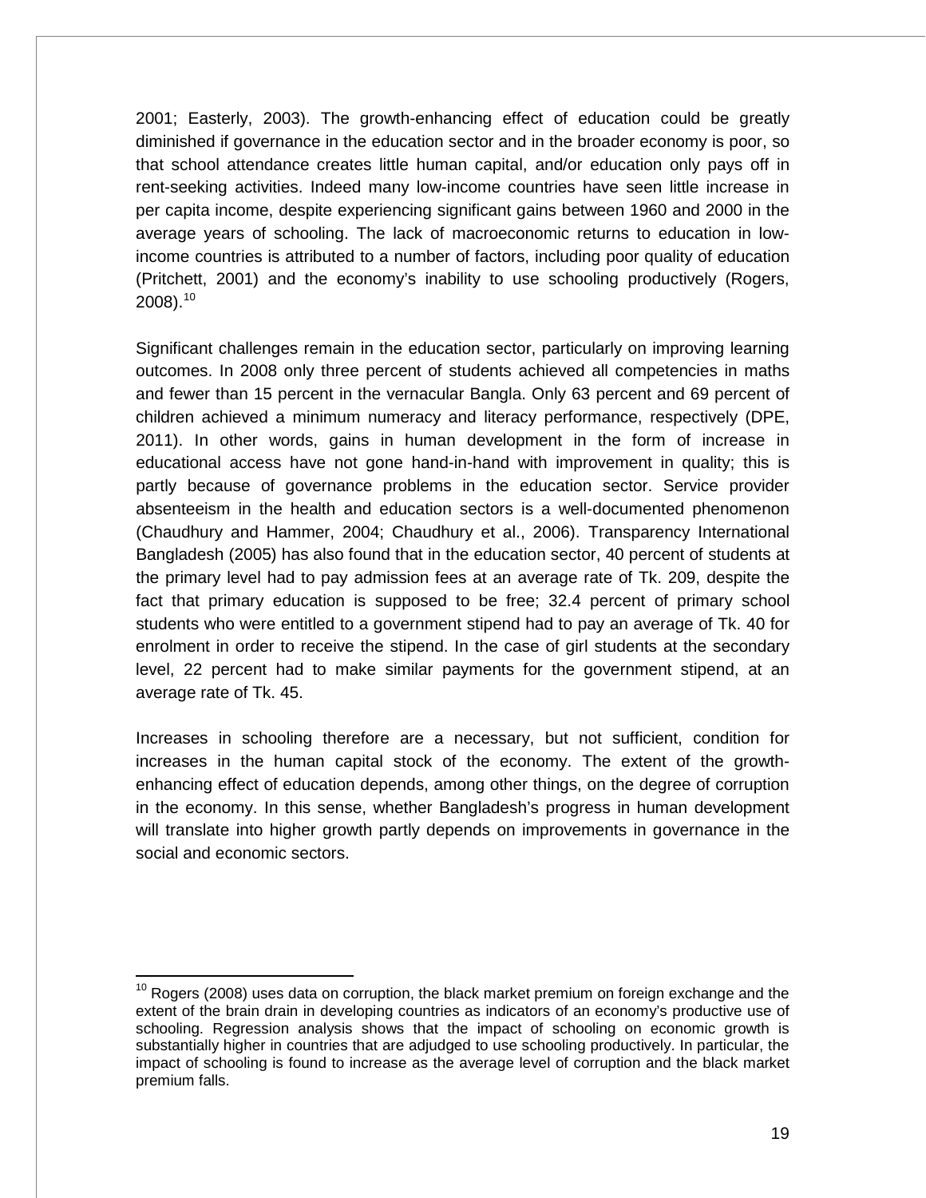2001; Easterly, 2003). The growth-enhancing effect of education could be greatly diminished if governance in the education sector and in the broader economy is poor, so that school attendance creates little human capital, and/or education only pays off in rent-seeking activities. Indeed many low-income countries have seen little increase in per capita income, despite experiencing significant gains between 1960 and 2000 in the average years of schooling. The lack of macroeconomic returns to education in low-income countries is attributed to a number of factors, including poor quality of education (Pritchett, 2001) and the economy's inability to use schooling productively (Rogers, 2008).[10]

Significant challenges remain in the education sector, particularly on improving learning outcomes. In 2008 only three percent of students achieved all competencies in maths and fewer than 15 percent in the vernacular Bangla. Only 63 percent and 69 percent of children achieved a minimum numeracy and literacy performance, respectively (DPE, 2011). In other words, gains in human development in the form of increase in educational access have not gone hand-in-hand with improvement in quality; this is partly because of governance problems in the education sector. Service provider absenteeism in the health and education sectors is a well-documented phenomenon (Chaudhury and Hammer, 2004; Chaudhury et al., 2006). Transparency International Bangladesh (2005) has also found that in the education sector, 40 percent of students at the primary level had to pay admission fees at an average rate of Tk. 209, despite the fact that primary education is supposed to be free; 32.4 percent of primary school students who were entitled to a government stipend had to pay an average of Tk. 40 for enrolment in order to receive the stipend. In the case of girl students at the secondary level, 22 percent had to make similar payments for the government stipend, at an average rate of Tk. 45.

Increases in schooling therefore are a necessary, but not sufficient, condition for increases in the human capital stock of the economy. The extent of the growth-enhancing effect of education depends, among other things, on the degree of corruption in the economy. In this sense, whether Bangladesh's progress in human development will translate into higher growth partly depends on improvements in governance in the social and economic sectors.

---

[10] Rogers (2008) uses data on corruption, the black market premium on foreign exchange and the extent of the brain drain in developing countries as indicators of an economy's productive use of schooling. Regression analysis shows that the impact of schooling on economic growth is substantially higher in countries that are adjudged to use schooling productively. In particular, the impact of schooling is found to increase as the average level of corruption and the black market premium falls.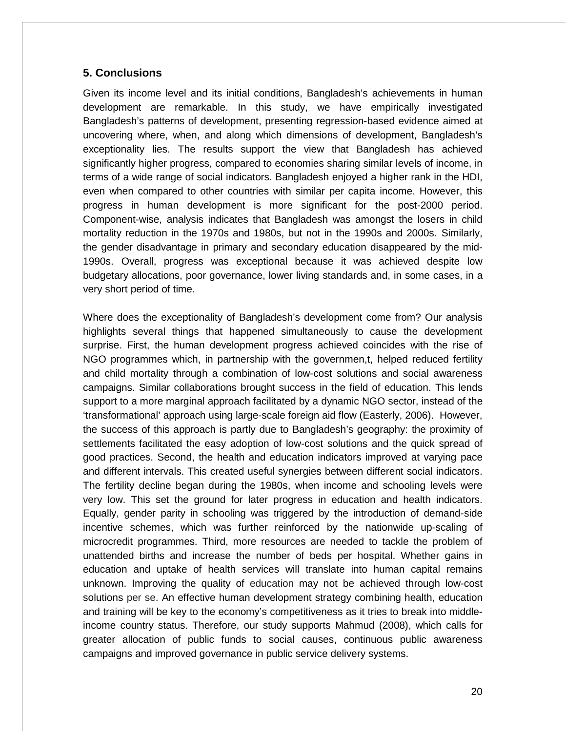## 5. Conclusions

Given its income level and its initial conditions, Bangladesh's achievements in human development are remarkable. In this study, we have empirically investigated Bangladesh's patterns of development, presenting regression-based evidence aimed at uncovering where, when, and along which dimensions of development, Bangladesh's exceptionality lies. The results support the view that Bangladesh has achieved significantly higher progress, compared to economies sharing similar levels of income, in terms of a wide range of social indicators. Bangladesh enjoyed a higher rank in the HDI, even when compared to other countries with similar per capita income. However, this progress in human development is more significant for the post-2000 period. Component-wise, analysis indicates that Bangladesh was amongst the losers in child mortality reduction in the 1970s and 1980s, but not in the 1990s and 2000s. Similarly, the gender disadvantage in primary and secondary education disappeared by the mid-1990s. Overall, progress was exceptional because it was achieved despite low budgetary allocations, poor governance, lower living standards and, in some cases, in a very short period of time.

Where does the exceptionality of Bangladesh's development come from? Our analysis highlights several things that happened simultaneously to cause the development surprise. First, the human development progress achieved coincides with the rise of NGO programmes which, in partnership with the governmen,t, helped reduced fertility and child mortality through a combination of low-cost solutions and social awareness campaigns. Similar collaborations brought success in the field of education. This lends support to a more marginal approach facilitated by a dynamic NGO sector, instead of the 'transformational' approach using large-scale foreign aid flow (Easterly, 2006). However, the success of this approach is partly due to Bangladesh's geography: the proximity of settlements facilitated the easy adoption of low-cost solutions and the quick spread of good practices. Second, the health and education indicators improved at varying pace and different intervals. This created useful synergies between different social indicators. The fertility decline began during the 1980s, when income and schooling levels were very low. This set the ground for later progress in education and health indicators. Equally, gender parity in schooling was triggered by the introduction of demand-side incentive schemes, which was further reinforced by the nationwide up-scaling of microcredit programmes. Third, more resources are needed to tackle the problem of unattended births and increase the number of beds per hospital. Whether gains in education and uptake of health services will translate into human capital remains unknown. Improving the quality of education may not be achieved through low-cost solutions per se. An effective human development strategy combining health, education and training will be key to the economy's competitiveness as it tries to break into middle-income country status. Therefore, our study supports Mahmud (2008), which calls for greater allocation of public funds to social causes, continuous public awareness campaigns and improved governance in public service delivery systems.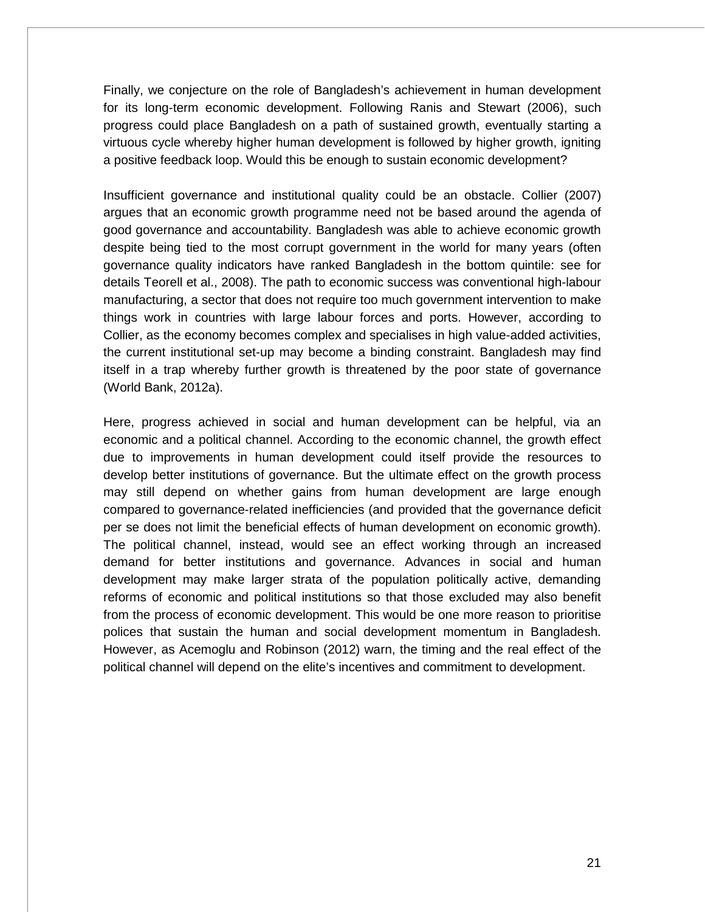Finally, we conjecture on the role of Bangladesh's achievement in human development for its long-term economic development. Following Ranis and Stewart (2006), such progress could place Bangladesh on a path of sustained growth, eventually starting a virtuous cycle whereby higher human development is followed by higher growth, igniting a positive feedback loop. Would this be enough to sustain economic development?

Insufficient governance and institutional quality could be an obstacle. Collier (2007) argues that an economic growth programme need not be based around the agenda of good governance and accountability. Bangladesh was able to achieve economic growth despite being tied to the most corrupt government in the world for many years (often governance quality indicators have ranked Bangladesh in the bottom quintile: see for details Teorell et al., 2008). The path to economic success was conventional high-labour manufacturing, a sector that does not require too much government intervention to make things work in countries with large labour forces and ports. However, according to Collier, as the economy becomes complex and specialises in high value-added activities, the current institutional set-up may become a binding constraint. Bangladesh may find itself in a trap whereby further growth is threatened by the poor state of governance (World Bank, 2012a).

Here, progress achieved in social and human development can be helpful, via an economic and a political channel. According to the economic channel, the growth effect due to improvements in human development could itself provide the resources to develop better institutions of governance. But the ultimate effect on the growth process may still depend on whether gains from human development are large enough compared to governance-related inefficiencies (and provided that the governance deficit per se does not limit the beneficial effects of human development on economic growth). The political channel, instead, would see an effect working through an increased demand for better institutions and governance. Advances in social and human development may make larger strata of the population politically active, demanding reforms of economic and political institutions so that those excluded may also benefit from the process of economic development. This would be one more reason to prioritise polices that sustain the human and social development momentum in Bangladesh. However, as Acemoglu and Robinson (2012) warn, the timing and the real effect of the political channel will depend on the elite's incentives and commitment to development.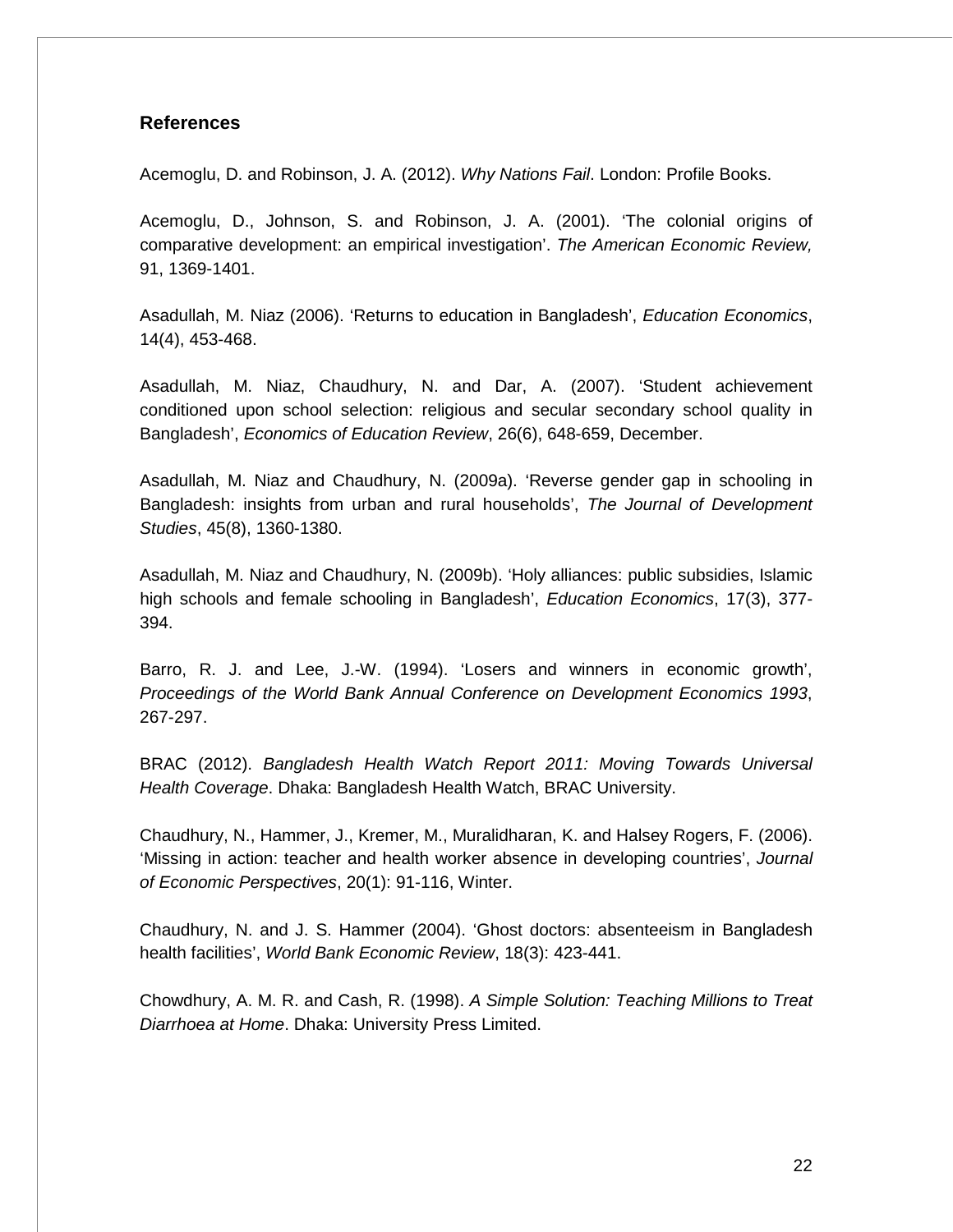## References

Acemoglu, D. and Robinson, J. A. (2012). *Why Nations Fail*. London: Profile Books.

Acemoglu, D., Johnson, S. and Robinson, J. A. (2001). 'The colonial origins of comparative development: an empirical investigation'. *The American Economic Review,* 91, 1369-1401.

Asadullah, M. Niaz (2006). 'Returns to education in Bangladesh', *Education Economics*, 14(4), 453-468.

Asadullah, M. Niaz, Chaudhury, N. and Dar, A. (2007). 'Student achievement conditioned upon school selection: religious and secular secondary school quality in Bangladesh', *Economics of Education Review*, 26(6), 648-659, December.

Asadullah, M. Niaz and Chaudhury, N. (2009a). 'Reverse gender gap in schooling in Bangladesh: insights from urban and rural households', *The Journal of Development Studies*, 45(8), 1360-1380.

Asadullah, M. Niaz and Chaudhury, N. (2009b). 'Holy alliances: public subsidies, Islamic high schools and female schooling in Bangladesh', *Education Economics*, 17(3), 377-394.

Barro, R. J. and Lee, J.-W. (1994). 'Losers and winners in economic growth', *Proceedings of the World Bank Annual Conference on Development Economics 1993*, 267-297.

BRAC (2012). *Bangladesh Health Watch Report 2011: Moving Towards Universal Health Coverage*. Dhaka: Bangladesh Health Watch, BRAC University.

Chaudhury, N., Hammer, J., Kremer, M., Muralidharan, K. and Halsey Rogers, F. (2006). 'Missing in action: teacher and health worker absence in developing countries', *Journal of Economic Perspectives*, 20(1): 91-116, Winter.

Chaudhury, N. and J. S. Hammer (2004). 'Ghost doctors: absenteeism in Bangladesh health facilities', *World Bank Economic Review*, 18(3): 423-441.

Chowdhury, A. M. R. and Cash, R. (1998). *A Simple Solution: Teaching Millions to Treat Diarrhoea at Home*. Dhaka: University Press Limited.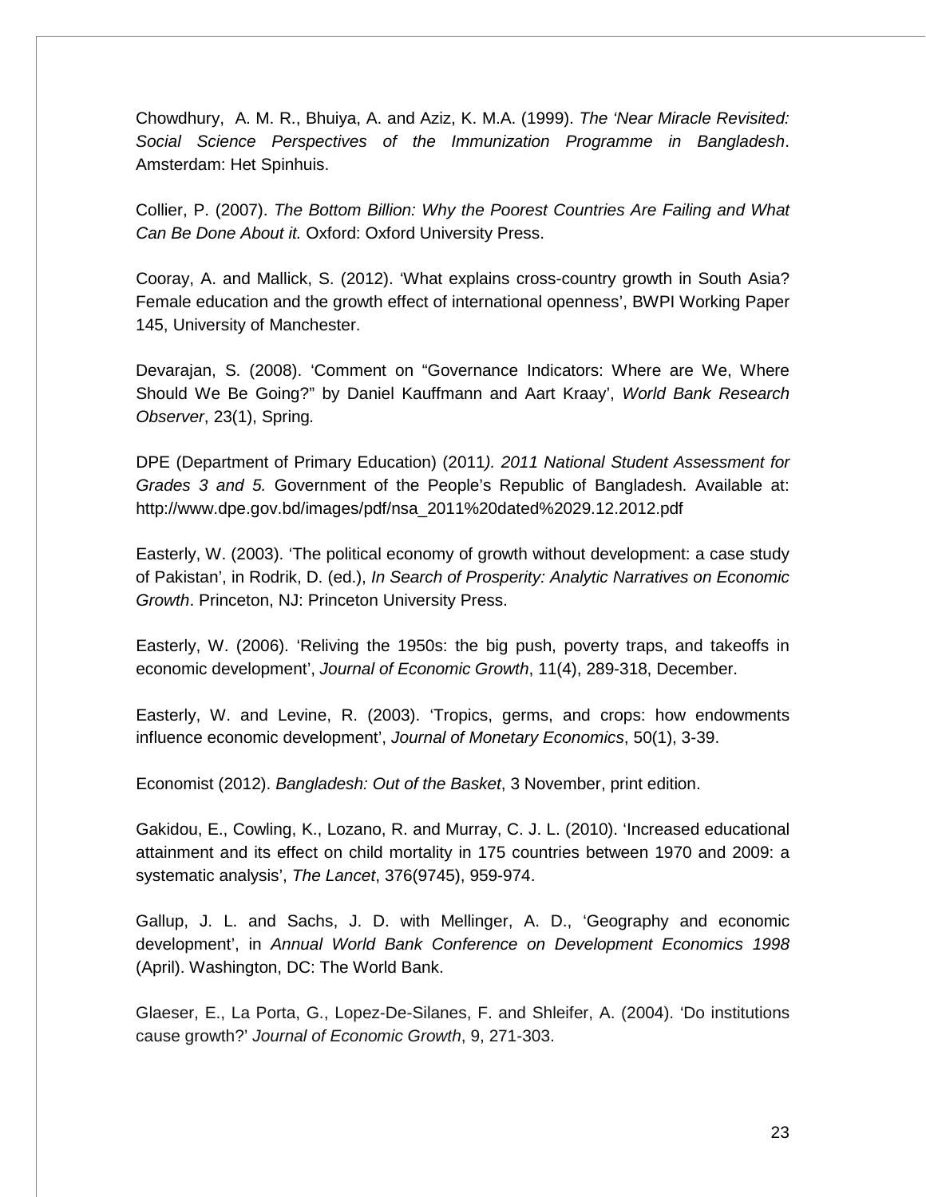Chowdhury, A. M. R., Bhuiya, A. and Aziz, K. M.A. (1999). *The 'Near Miracle Revisited: Social Science Perspectives of the Immunization Programme in Bangladesh*. Amsterdam: Het Spinhuis.

Collier, P. (2007). *The Bottom Billion: Why the Poorest Countries Are Failing and What Can Be Done About it.* Oxford: Oxford University Press.

Cooray, A. and Mallick, S. (2012). 'What explains cross-country growth in South Asia? Female education and the growth effect of international openness', BWPI Working Paper 145, University of Manchester.

Devarajan, S. (2008). 'Comment on "Governance Indicators: Where are We, Where Should We Be Going?" by Daniel Kauffmann and Aart Kraay', *World Bank Research Observer*, 23(1), Spring*.*

DPE (Department of Primary Education) (2011*). 2011 National Student Assessment for Grades 3 and 5.* Government of the People's Republic of Bangladesh. Available at: http://www.dpe.gov.bd/images/pdf/nsa_2011%20dated%2029.12.2012.pdf

Easterly, W. (2003). 'The political economy of growth without development: a case study of Pakistan', in Rodrik, D. (ed.), *In Search of Prosperity: Analytic Narratives on Economic Growth*. Princeton, NJ: Princeton University Press.

Easterly, W. (2006). 'Reliving the 1950s: the big push, poverty traps, and takeoffs in economic development', *Journal of Economic Growth*, 11(4), 289-318, December.

Easterly, W. and Levine, R. (2003). 'Tropics, germs, and crops: how endowments influence economic development', *Journal of Monetary Economics*, 50(1), 3-39.

Economist (2012). *Bangladesh: Out of the Basket*, 3 November, print edition.

Gakidou, E., Cowling, K., Lozano, R. and Murray, C. J. L. (2010). 'Increased educational attainment and its effect on child mortality in 175 countries between 1970 and 2009: a systematic analysis', *The Lancet*, 376(9745), 959-974.

Gallup, J. L. and Sachs, J. D. with Mellinger, A. D., 'Geography and economic development', in *Annual World Bank Conference on Development Economics 1998* (April). Washington, DC: The World Bank.

Glaeser, E., La Porta, G., Lopez-De-Silanes, F. and Shleifer, A. (2004). 'Do institutions cause growth?' *Journal of Economic Growth*, 9, 271-303.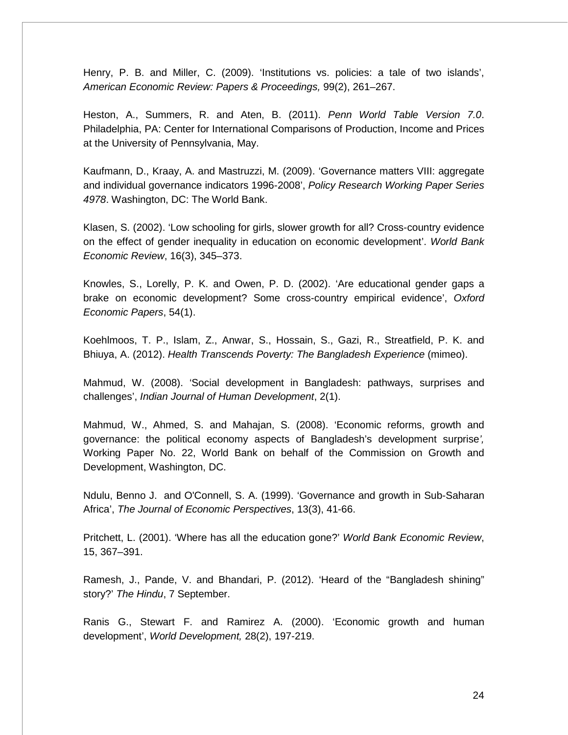Henry, P. B. and Miller, C. (2009). 'Institutions vs. policies: a tale of two islands', *American Economic Review: Papers & Proceedings,* 99(2), 261–267.

Heston, A., Summers, R. and Aten, B. (2011). *Penn World Table Version 7.0*. Philadelphia, PA: Center for International Comparisons of Production, Income and Prices at the University of Pennsylvania, May.

Kaufmann, D., Kraay, A. and Mastruzzi, M. (2009). 'Governance matters VIII: aggregate and individual governance indicators 1996-2008', *Policy Research Working Paper Series 4978*. Washington, DC: The World Bank.

Klasen, S. (2002). 'Low schooling for girls, slower growth for all? Cross-country evidence on the effect of gender inequality in education on economic development'. *World Bank Economic Review*, 16(3), 345–373.

Knowles, S., Lorelly, P. K. and Owen, P. D. (2002). 'Are educational gender gaps a brake on economic development? Some cross-country empirical evidence', *Oxford Economic Papers*, 54(1).

Koehlmoos, T. P., Islam, Z., Anwar, S., Hossain, S., Gazi, R., Streatfield, P. K. and Bhiuya, A. (2012). *Health Transcends Poverty: The Bangladesh Experience* (mimeo).

Mahmud, W. (2008). 'Social development in Bangladesh: pathways, surprises and challenges', *Indian Journal of Human Development*, 2(1).

Mahmud, W., Ahmed, S. and Mahajan, S. (2008). 'Economic reforms, growth and governance: the political economy aspects of Bangladesh's development surprise*',* Working Paper No. 22, World Bank on behalf of the Commission on Growth and Development, Washington, DC.

Ndulu, Benno J. and O'Connell, S. A. (1999). 'Governance and growth in Sub-Saharan Africa', *The Journal of Economic Perspectives*, 13(3), 41-66.

Pritchett, L. (2001). 'Where has all the education gone?' *World Bank Economic Review*, 15, 367–391.

Ramesh, J., Pande, V. and Bhandari, P. (2012). 'Heard of the "Bangladesh shining" story?' *The Hindu*, 7 September.

Ranis G., Stewart F. and Ramirez A. (2000). 'Economic growth and human development', *World Development,* 28(2), 197-219.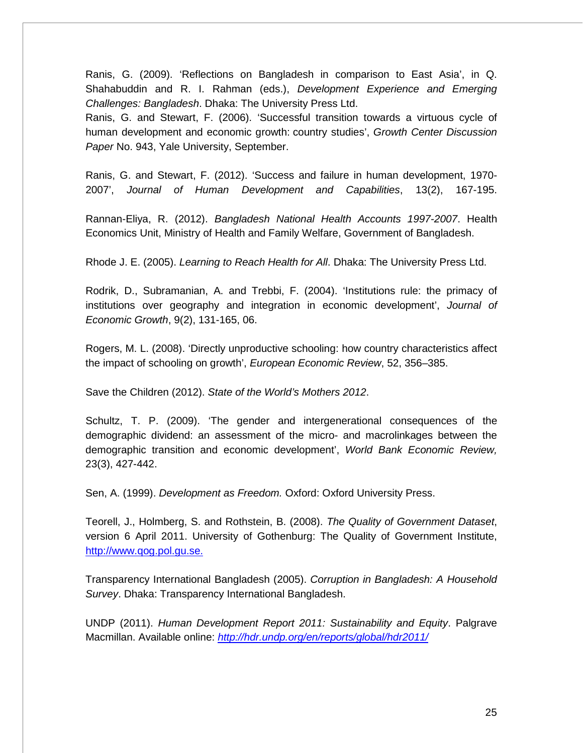Ranis, G. (2009). 'Reflections on Bangladesh in comparison to East Asia', in Q. Shahabuddin and R. I. Rahman (eds.), *Development Experience and Emerging Challenges: Bangladesh*. Dhaka: The University Press Ltd.

Ranis, G. and Stewart, F. (2006). 'Successful transition towards a virtuous cycle of human development and economic growth: country studies', *Growth Center Discussion Paper* No. 943, Yale University, September.

Ranis, G. and Stewart, F. (2012). 'Success and failure in human development, 1970-2007', *Journal of Human Development and Capabilities*, 13(2), 167-195.

Rannan-Eliya, R. (2012). *Bangladesh National Health Accounts 1997-2007*. Health Economics Unit, Ministry of Health and Family Welfare, Government of Bangladesh.

Rhode J. E. (2005). *Learning to Reach Health for All*. Dhaka: The University Press Ltd.

Rodrik, D., Subramanian, A. and Trebbi, F. (2004). 'Institutions rule: the primacy of institutions over geography and integration in economic development', *Journal of Economic Growth*, 9(2), 131-165, 06.

Rogers, M. L. (2008). 'Directly unproductive schooling: how country characteristics affect the impact of schooling on growth', *European Economic Review*, 52, 356–385.

Save the Children (2012). *State of the World's Mothers 2012*.

Schultz, T. P. (2009). 'The gender and intergenerational consequences of the demographic dividend: an assessment of the micro- and macrolinkages between the demographic transition and economic development', *World Bank Economic Review,* 23(3), 427-442.

Sen, A. (1999). *Development as Freedom.* Oxford: Oxford University Press.

Teorell, J., Holmberg, S. and Rothstein, B. (2008). *The Quality of Government Dataset*, version 6 April 2011. University of Gothenburg: The Quality of Government Institute, http://www.qog.pol.gu.se.

Transparency International Bangladesh (2005). *Corruption in Bangladesh: A Household Survey*. Dhaka: Transparency International Bangladesh.

UNDP (2011). *Human Development Report 2011: Sustainability and Equity*. Palgrave Macmillan. Available online: *http://hdr.undp.org/en/reports/global/hdr2011/*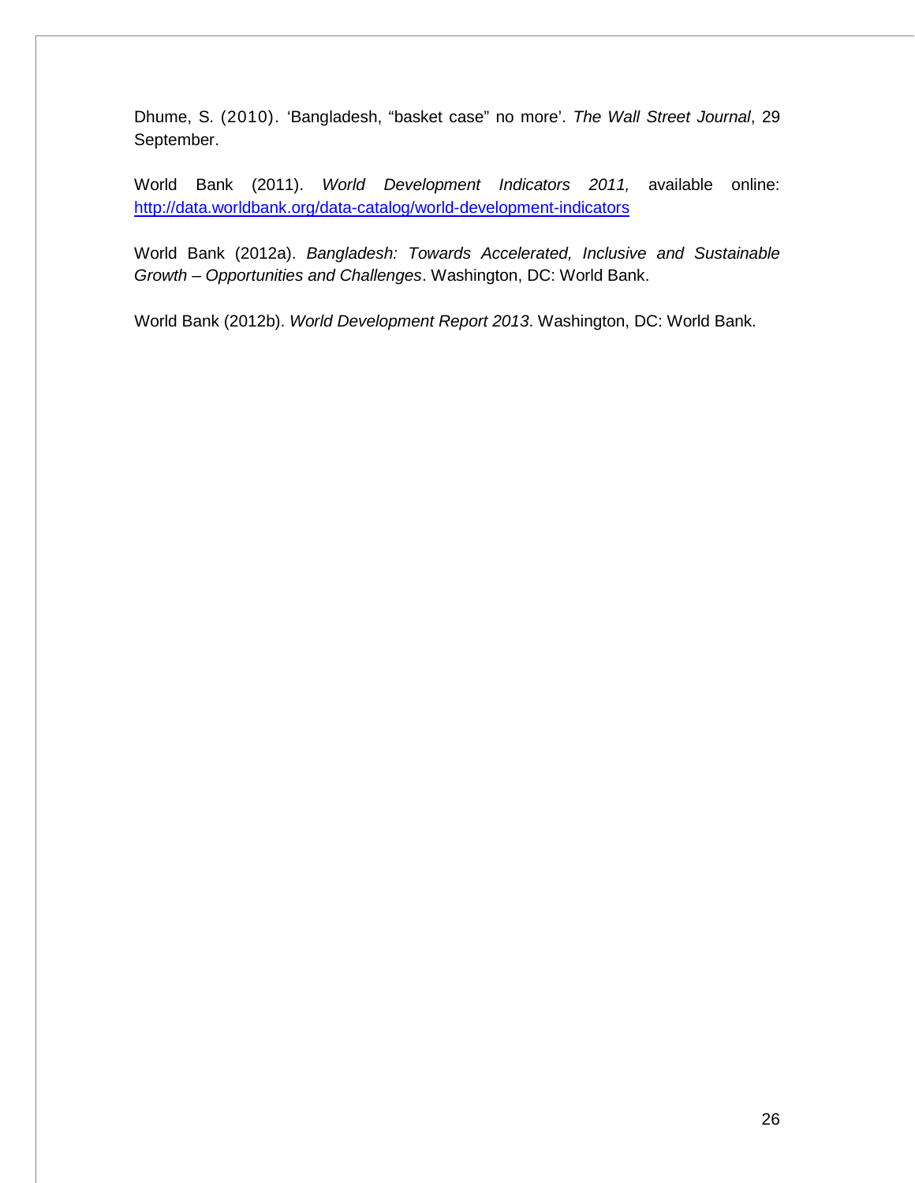Dhume, S. (2010). 'Bangladesh, "basket case" no more'. *The Wall Street Journal*, 29 September.

World Bank (2011). *World Development Indicators 2011,* available online: http://data.worldbank.org/data-catalog/world-development-indicators

World Bank (2012a). *Bangladesh: Towards Accelerated, Inclusive and Sustainable Growth – Opportunities and Challenges*. Washington, DC: World Bank.

World Bank (2012b). *World Development Report 2013*. Washington, DC: World Bank.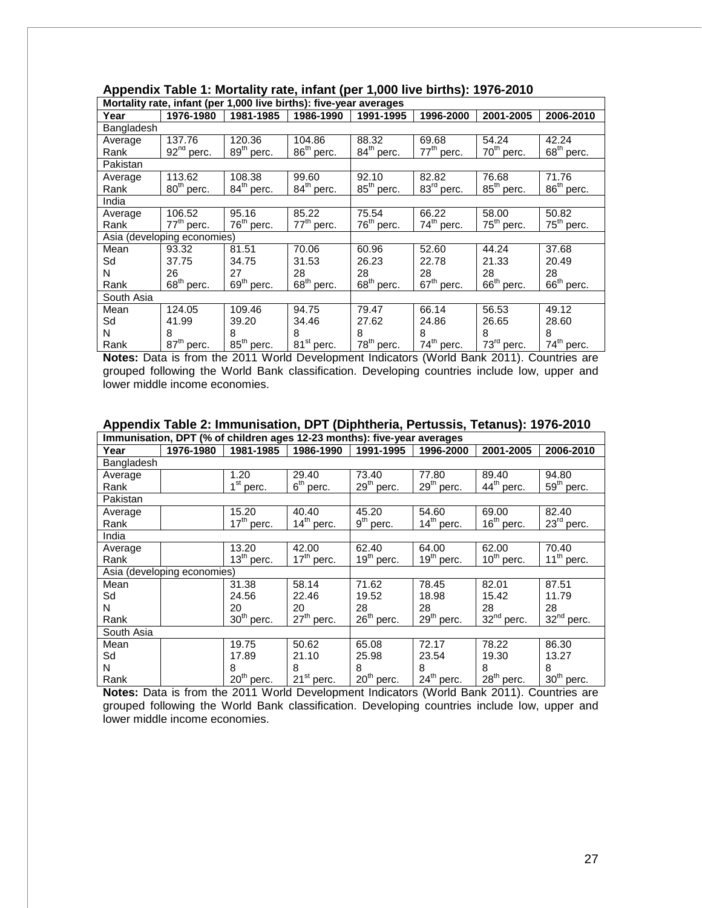**Appendix Table 1: Mortality rate, infant (per 1,000 live births): 1976-2010**

| Mortality rate, infant (per 1,000 live births): five-year averages | | | | | | | |
|---|---|---|---|---|---|---|---|
| **Year** | **1976-1980** | **1981-1985** | **1986-1990** | **1991-1995** | **1996-2000** | **2001-2005** | **2006-2010** |
| Bangladesh | | | | | | | |
| Average | 137.76 | 120.36 | 104.86 | 88.32 | 69.68 | 54.24 | 42.24 |
| Rank | 92nd perc. | 89th perc. | 86th perc. | 84th perc. | 77th perc. | 70th perc. | 68th perc. |
| Pakistan | | | | | | | |
| Average | 113.62 | 108.38 | 99.60 | 92.10 | 82.82 | 76.68 | 71.76 |
| Rank | 80th perc. | 84th perc. | 84th perc. | 85th perc. | 83rd perc. | 85th perc. | 86th perc. |
| India | | | | | | | |
| Average | 106.52 | 95.16 | 85.22 | 75.54 | 66.22 | 58.00 | 50.82 |
| Rank | 77th perc. | 76th perc. | 77th perc. | 76th perc. | 74th perc. | 75th perc. | 75th perc. |
| Asia (developing economies) | | | | | | | |
| Mean | 93.32 | 81.51 | 70.06 | 60.96 | 52.60 | 44.24 | 37.68 |
| Sd | 37.75 | 34.75 | 31.53 | 26.23 | 22.78 | 21.33 | 20.49 |
| N | 26 | 27 | 28 | 28 | 28 | 28 | 28 |
| Rank | 68th perc. | 69th perc. | 68th perc. | 68th perc. | 67th perc. | 66th perc. | 66th perc. |
| South Asia | | | | | | | |
| Mean | 124.05 | 109.46 | 94.75 | 79.47 | 66.14 | 56.53 | 49.12 |
| Sd | 41.99 | 39.20 | 34.46 | 27.62 | 24.86 | 26.65 | 28.60 |
| N | 8 | 8 | 8 | 8 | 8 | 8 | 8 |
| Rank | 87th perc. | 85th perc. | 81st perc. | 78th perc. | 74th perc. | 73rd perc. | 74th perc. |

**Notes:** Data is from the 2011 World Development Indicators (World Bank 2011). Countries are grouped following the World Bank classification. Developing countries include low, upper and lower middle income economies.

**Appendix Table 2: Immunisation, DPT (Diphtheria, Pertussis, Tetanus): 1976-2010**

| Immunisation, DPT (% of children ages 12-23 months): five-year averages | | | | | | | |
|---|---|---|---|---|---|---|---|
| **Year** | **1976-1980** | **1981-1985** | **1986-1990** | **1991-1995** | **1996-2000** | **2001-2005** | **2006-2010** |
| Bangladesh | | | | | | | |
| Average | | 1.20 | 29.40 | 73.40 | 77.80 | 89.40 | 94.80 |
| Rank | | 1st perc. | 6th perc. | 29th perc. | 29th perc. | 44th perc. | 59th perc. |
| Pakistan | | | | | | | |
| Average | | 15.20 | 40.40 | 45.20 | 54.60 | 69.00 | 82.40 |
| Rank | | 17th perc. | 14th perc. | 9th perc. | 14th perc. | 16th perc. | 23rd perc. |
| India | | | | | | | |
| Average | | 13.20 | 42.00 | 62.40 | 64.00 | 62.00 | 70.40 |
| Rank | | 13th perc. | 17th perc. | 19th perc. | 19th perc. | 10th perc. | 11th perc. |
| Asia (developing economies) | | | | | | | |
| Mean | | 31.38 | 58.14 | 71.62 | 78.45 | 82.01 | 87.51 |
| Sd | | 24.56 | 22.46 | 19.52 | 18.98 | 15.42 | 11.79 |
| N | | 20 | 20 | 28 | 28 | 28 | 28 |
| Rank | | 30th perc. | 27th perc. | 26th perc. | 29th perc. | 32nd perc. | 32nd perc. |
| South Asia | | | | | | | |
| Mean | | 19.75 | 50.62 | 65.08 | 72.17 | 78.22 | 86.30 |
| Sd | | 17.89 | 21.10 | 25.98 | 23.54 | 19.30 | 13.27 |
| N | | 8 | 8 | 8 | 8 | 8 | 8 |
| Rank | | 20th perc. | 21st perc. | 20th perc. | 24th perc. | 28th perc. | 30th perc. |

**Notes:** Data is from the 2011 World Development Indicators (World Bank 2011). Countries are grouped following the World Bank classification. Developing countries include low, upper and lower middle income economies.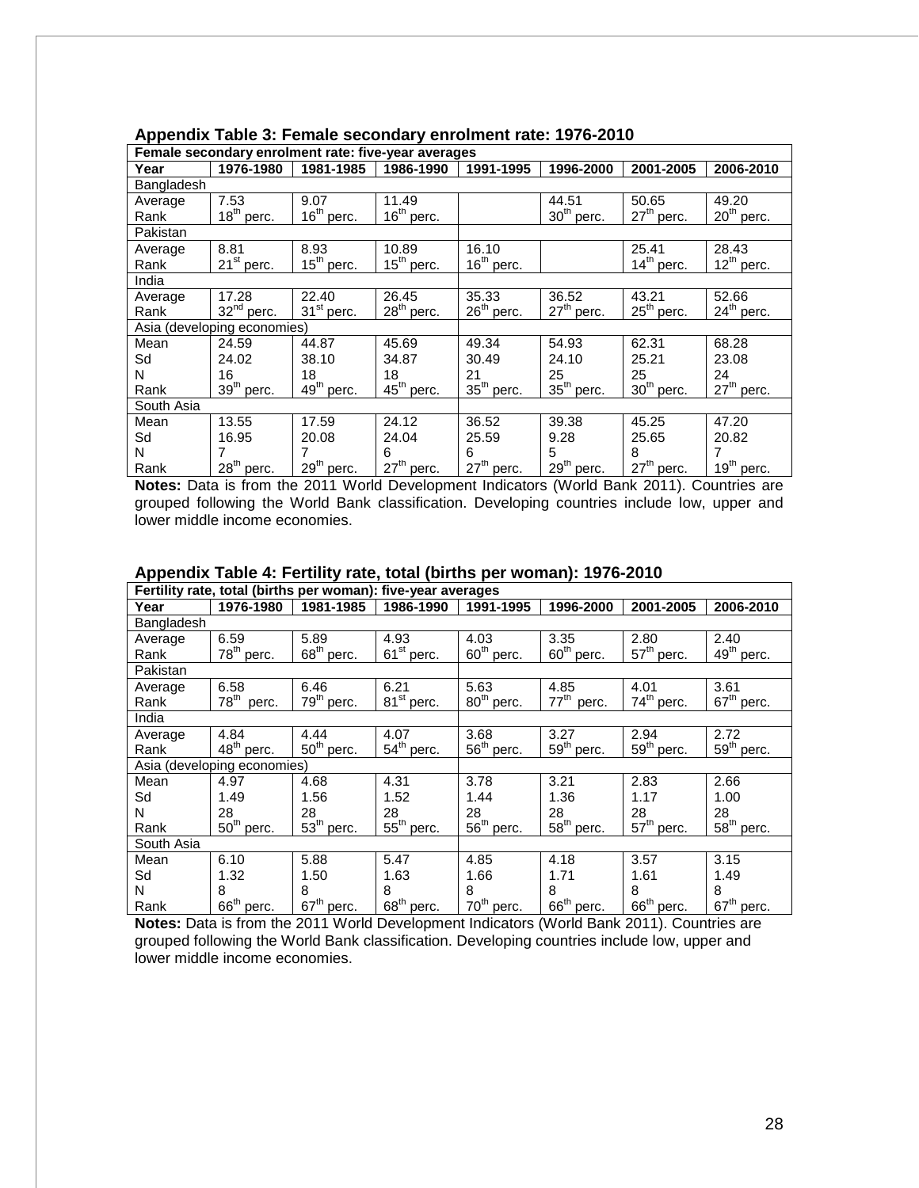**Appendix Table 3: Female secondary enrolment rate: 1976-2010**

| Female secondary enrolment rate: five-year averages | | | | | | | |
|---|---|---|---|---|---|---|---|
| **Year** | **1976-1980** | **1981-1985** | **1986-1990** | **1991-1995** | **1996-2000** | **2001-2005** | **2006-2010** |
| Bangladesh | | | | | | | |
| Average | 7.53 | 9.07 | 11.49 | | 44.51 | 50.65 | 49.20 |
| Rank | 18th perc. | 16th perc. | 16th perc. | | 30th perc. | 27th perc. | 20th perc. |
| Pakistan | | | | | | | |
| Average | 8.81 | 8.93 | 10.89 | 16.10 | | 25.41 | 28.43 |
| Rank | 21st perc. | 15th perc. | 15th perc. | 16th perc. | | 14th perc. | 12th perc. |
| India | | | | | | | |
| Average | 17.28 | 22.40 | 26.45 | 35.33 | 36.52 | 43.21 | 52.66 |
| Rank | 32nd perc. | 31st perc. | 28th perc. | 26th perc. | 27th perc. | 25th perc. | 24th perc. |
| Asia (developing economies) | | | | | | | |
| Mean | 24.59 | 44.87 | 45.69 | 49.34 | 54.93 | 62.31 | 68.28 |
| Sd | 24.02 | 38.10 | 34.87 | 30.49 | 24.10 | 25.21 | 23.08 |
| N | 16 | 18 | 18 | 21 | 25 | 25 | 24 |
| Rank | 39th perc. | 49th perc. | 45th perc. | 35th perc. | 35th perc. | 30th perc. | 27th perc. |
| South Asia | | | | | | | |
| Mean | 13.55 | 17.59 | 24.12 | 36.52 | 39.38 | 45.25 | 47.20 |
| Sd | 16.95 | 20.08 | 24.04 | 25.59 | 9.28 | 25.65 | 20.82 |
| N | 7 | 7 | 6 | 6 | 5 | 8 | 7 |
| Rank | 28th perc. | 29th perc. | 27th perc. | 27th perc. | 29th perc. | 27th perc. | 19th perc. |

**Notes:** Data is from the 2011 World Development Indicators (World Bank 2011). Countries are grouped following the World Bank classification. Developing countries include low, upper and lower middle income economies.

**Appendix Table 4: Fertility rate, total (births per woman): 1976-2010**

| Fertility rate, total (births per woman): five-year averages | | | | | | | |
|---|---|---|---|---|---|---|---|
| **Year** | **1976-1980** | **1981-1985** | **1986-1990** | **1991-1995** | **1996-2000** | **2001-2005** | **2006-2010** |
| Bangladesh | | | | | | | |
| Average | 6.59 | 5.89 | 4.93 | 4.03 | 3.35 | 2.80 | 2.40 |
| Rank | 78th perc. | 68th perc. | 61st perc. | 60th perc. | 60th perc. | 57th perc. | 49th perc. |
| Pakistan | | | | | | | |
| Average | 6.58 | 6.46 | 6.21 | 5.63 | 4.85 | 4.01 | 3.61 |
| Rank | 78th perc. | 79th perc. | 81st perc. | 80th perc. | 77th perc. | 74th perc. | 67th perc. |
| India | | | | | | | |
| Average | 4.84 | 4.44 | 4.07 | 3.68 | 3.27 | 2.94 | 2.72 |
| Rank | 48th perc. | 50th perc. | 54th perc. | 56th perc. | 59th perc. | 59th perc. | 59th perc. |
| Asia (developing economies) | | | | | | | |
| Mean | 4.97 | 4.68 | 4.31 | 3.78 | 3.21 | 2.83 | 2.66 |
| Sd | 1.49 | 1.56 | 1.52 | 1.44 | 1.36 | 1.17 | 1.00 |
| N | 28 | 28 | 28 | 28 | 28 | 28 | 28 |
| Rank | 50th perc. | 53th perc. | 55th perc. | 56th perc. | 58th perc. | 57th perc. | 58th perc. |
| South Asia | | | | | | | |
| Mean | 6.10 | 5.88 | 5.47 | 4.85 | 4.18 | 3.57 | 3.15 |
| Sd | 1.32 | 1.50 | 1.63 | 1.66 | 1.71 | 1.61 | 1.49 |
| N | 8 | 8 | 8 | 8 | 8 | 8 | 8 |
| Rank | 66th perc. | 67th perc. | 68th perc. | 70th perc. | 66th perc. | 66th perc. | 67th perc. |

**Notes:** Data is from the 2011 World Development Indicators (World Bank 2011). Countries are grouped following the World Bank classification. Developing countries include low, upper and lower middle income economies.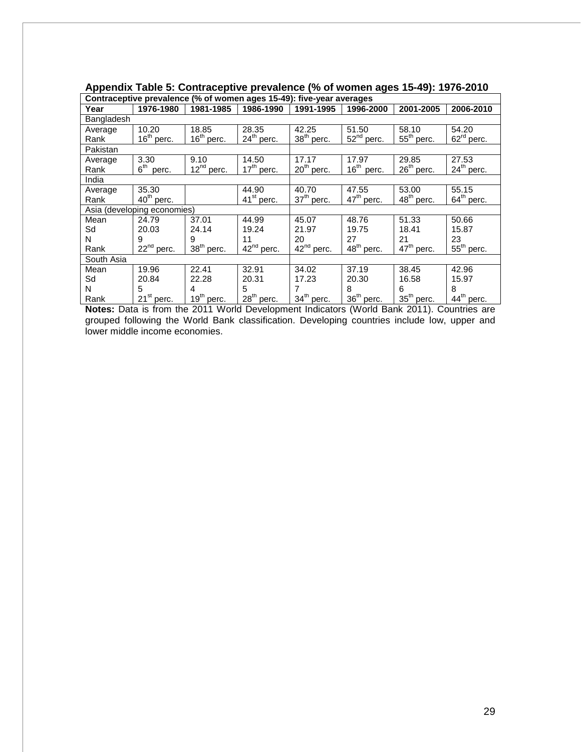**Appendix Table 5: Contraceptive prevalence (% of women ages 15-49): 1976-2010**

| Contraceptive prevalence (% of women ages 15-49): five-year averages | | | | | | | |
|---|---|---|---|---|---|---|---|
| **Year** | **1976-1980** | **1981-1985** | **1986-1990** | **1991-1995** | **1996-2000** | **2001-2005** | **2006-2010** |
| Bangladesh | | | | | | | |
| Average | 10.20 | 18.85 | 28.35 | 42.25 | 51.50 | 58.10 | 54.20 |
| Rank | 16th perc. | 16th perc. | 24th perc. | 38th perc. | 52nd perc. | 55th perc. | 62rd perc. |
| Pakistan | | | | | | | |
| Average | 3.30 | 9.10 | 14.50 | 17.17 | 17.97 | 29.85 | 27.53 |
| Rank | 6th perc. | 12nd perc. | 17th perc. | 20th perc. | 16th perc. | 26th perc. | 24th perc. |
| India | | | | | | | |
| Average | 35.30 | | 44.90 | 40.70 | 47.55 | 53.00 | 55.15 |
| Rank | 40th perc. | | 41st perc. | 37th perc. | 47th perc. | 48th perc. | 64th perc. |
| Asia (developing economies) | | | | | | | |
| Mean | 24.79 | 37.01 | 44.99 | 45.07 | 48.76 | 51.33 | 50.66 |
| Sd | 20.03 | 24.14 | 19.24 | 21.97 | 19.75 | 18.41 | 15.87 |
| N | 9 | 9 | 11 | 20 | 27 | 21 | 23 |
| Rank | 22nd perc. | 38th perc. | 42nd perc. | 42nd perc. | 48th perc. | 47th perc. | 55th perc. |
| South Asia | | | | | | | |
| Mean | 19.96 | 22.41 | 32.91 | 34.02 | 37.19 | 38.45 | 42.96 |
| Sd | 20.84 | 22.28 | 20.31 | 17.23 | 20.30 | 16.58 | 15.97 |
| N | 5 | 4 | 5 | 7 | 8 | 6 | 8 |
| Rank | 21st perc. | 19th perc. | 28th perc. | 34th perc. | 36th perc. | 35th perc. | 44th perc. |

**Notes:** Data is from the 2011 World Development Indicators (World Bank 2011). Countries are grouped following the World Bank classification. Developing countries include low, upper and lower middle income economies.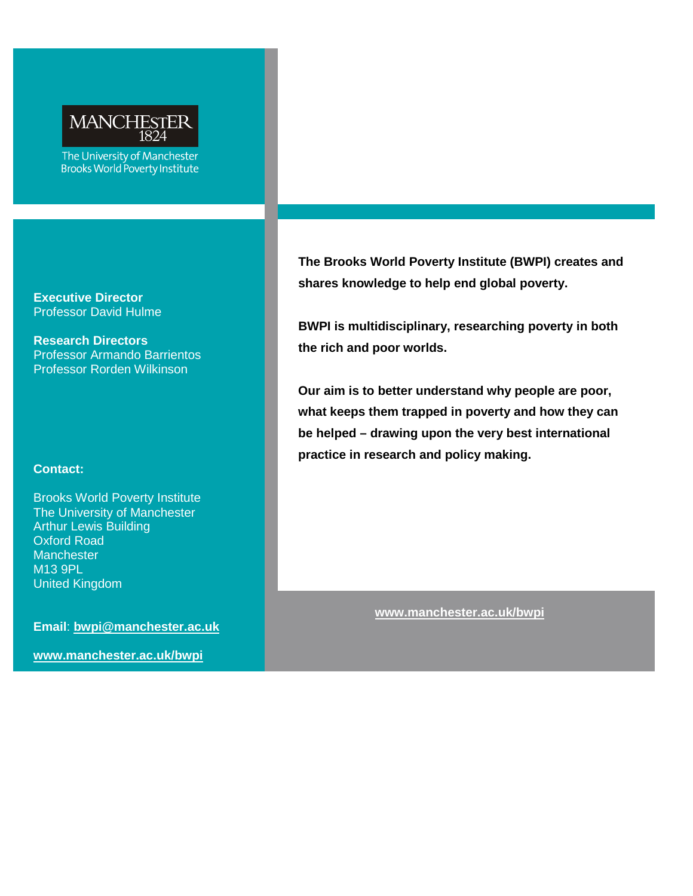MANCHESTER
1824

The University of Manchester
Brooks World Poverty Institute

**Executive Director**
Professor David Hulme

**Research Directors**
Professor Armando Barrientos
Professor Rorden Wilkinson

**Contact:**

Brooks World Poverty Institute
The University of Manchester
Arthur Lewis Building
Oxford Road
Manchester
M13 9PL
United Kingdom

**Email**: **bwpi@manchester.ac.uk**

**www.manchester.ac.uk/bwpi**

**The Brooks World Poverty Institute (BWPI) creates and shares knowledge to help end global poverty.**

**BWPI is multidisciplinary, researching poverty in both the rich and poor worlds.**

**Our aim is to better understand why people are poor, what keeps them trapped in poverty and how they can be helped – drawing upon the very best international practice in research and policy making.**

**www.manchester.ac.uk/bwpi**